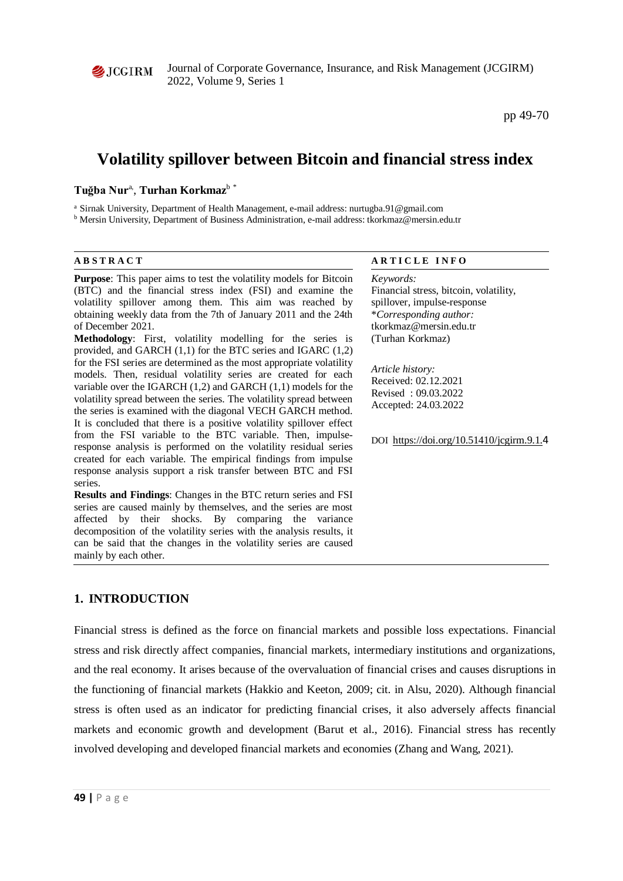# Volatility spillover between Bitcoin and financial stress index

**Tuğba Nur**[a], **Turhan Korkmaz**[b *]

[a] Sirnak University, Department of Health Management, e-mail address: nurtugba.91@gmail.com
[b] Mersin University, Department of Business Administration, e-mail address: tkorkmaz@mersin.edu.tr

**ABSTRACT**

**Purpose**: This paper aims to test the volatility models for Bitcoin (BTC) and the financial stress index (FSI) and examine the volatility spillover among them. This aim was reached by obtaining weekly data from the 7th of January 2011 and the 24th of December 2021.

**Methodology**: First, volatility modelling for the series is provided, and GARCH (1,1) for the BTC series and IGARC (1,2) for the FSI series are determined as the most appropriate volatility models. Then, residual volatility series are created for each variable over the IGARCH (1,2) and GARCH (1,1) models for the volatility spread between the series. The volatility spread between the series is examined with the diagonal VECH GARCH method. It is concluded that there is a positive volatility spillover effect from the FSI variable to the BTC variable. Then, impulse-response analysis is performed on the volatility residual series created for each variable. The empirical findings from impulse response analysis support a risk transfer between BTC and FSI series.

**Results and Findings**: Changes in the BTC return series and FSI series are caused mainly by themselves, and the series are most affected by their shocks. By comparing the variance decomposition of the volatility series with the analysis results, it can be said that the changes in the volatility series are caused mainly by each other.

**ARTICLE INFO**

*Keywords:*
Financial stress, bitcoin, volatility, spillover, impulse-response

*\*Corresponding author:*
tkorkmaz@mersin.edu.tr
(Turhan Korkmaz)

*Article history:*
Received: 02.12.2021
Revised : 09.03.2022
Accepted: 24.03.2022

DOI https://doi.org/10.51410/jcgirm.9.1.4

## 1. INTRODUCTION

Financial stress is defined as the force on financial markets and possible loss expectations. Financial stress and risk directly affect companies, financial markets, intermediary institutions and organizations, and the real economy. It arises because of the overvaluation of financial crises and causes disruptions in the functioning of financial markets (Hakkio and Keeton, 2009; cit. in Alsu, 2020). Although financial stress is often used as an indicator for predicting financial crises, it also adversely affects financial markets and economic growth and development (Barut et al., 2016). Financial stress has recently involved developing and developed financial markets and economies (Zhang and Wang, 2021).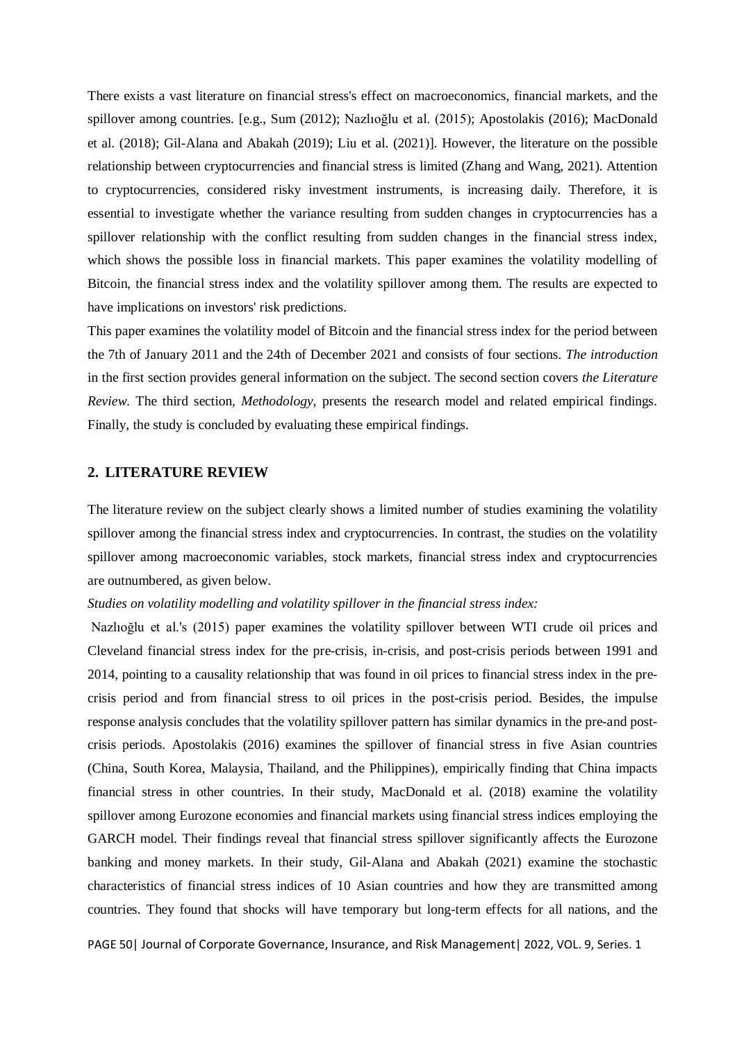There exists a vast literature on financial stress's effect on macroeconomics, financial markets, and the spillover among countries. [e.g., Sum (2012); Nazlıoğlu et al. (2015); Apostolakis (2016); MacDonald et al. (2018); Gil-Alana and Abakah (2019); Liu et al. (2021)]. However, the literature on the possible relationship between cryptocurrencies and financial stress is limited (Zhang and Wang, 2021). Attention to cryptocurrencies, considered risky investment instruments, is increasing daily. Therefore, it is essential to investigate whether the variance resulting from sudden changes in cryptocurrencies has a spillover relationship with the conflict resulting from sudden changes in the financial stress index, which shows the possible loss in financial markets. This paper examines the volatility modelling of Bitcoin, the financial stress index and the volatility spillover among them. The results are expected to have implications on investors' risk predictions.

This paper examines the volatility model of Bitcoin and the financial stress index for the period between the 7th of January 2011 and the 24th of December 2021 and consists of four sections. *The introduction* in the first section provides general information on the subject. The second section covers *the Literature Review*. The third section, *Methodology*, presents the research model and related empirical findings. Finally, the study is concluded by evaluating these empirical findings.

## 2. LITERATURE REVIEW

The literature review on the subject clearly shows a limited number of studies examining the volatility spillover among the financial stress index and cryptocurrencies. In contrast, the studies on the volatility spillover among macroeconomic variables, stock markets, financial stress index and cryptocurrencies are outnumbered, as given below.

*Studies on volatility modelling and volatility spillover in the financial stress index:*

Nazlıoğlu et al.'s (2015) paper examines the volatility spillover between WTI crude oil prices and Cleveland financial stress index for the pre-crisis, in-crisis, and post-crisis periods between 1991 and 2014, pointing to a causality relationship that was found in oil prices to financial stress index in the pre-crisis period and from financial stress to oil prices in the post-crisis period. Besides, the impulse response analysis concludes that the volatility spillover pattern has similar dynamics in the pre-and post-crisis periods. Apostolakis (2016) examines the spillover of financial stress in five Asian countries (China, South Korea, Malaysia, Thailand, and the Philippines), empirically finding that China impacts financial stress in other countries. In their study, MacDonald et al. (2018) examine the volatility spillover among Eurozone economies and financial markets using financial stress indices employing the GARCH model. Their findings reveal that financial stress spillover significantly affects the Eurozone banking and money markets. In their study, Gil-Alana and Abakah (2021) examine the stochastic characteristics of financial stress indices of 10 Asian countries and how they are transmitted among countries. They found that shocks will have temporary but long-term effects for all nations, and the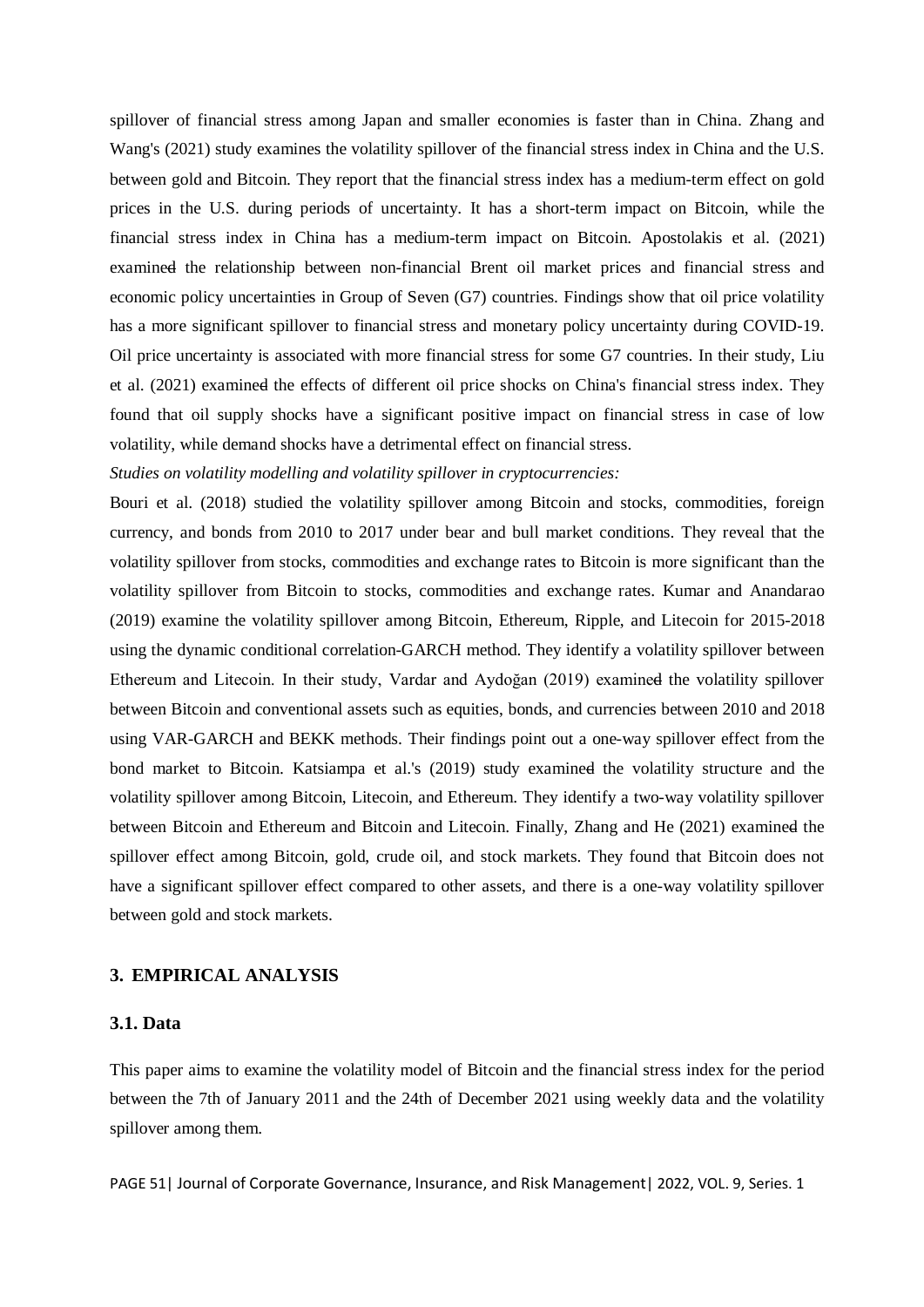spillover of financial stress among Japan and smaller economies is faster than in China. Zhang and Wang's (2021) study examines the volatility spillover of the financial stress index in China and the U.S. between gold and Bitcoin. They report that the financial stress index has a medium-term effect on gold prices in the U.S. during periods of uncertainty. It has a short-term impact on Bitcoin, while the financial stress index in China has a medium-term impact on Bitcoin. Apostolakis et al. (2021) examined the relationship between non-financial Brent oil market prices and financial stress and economic policy uncertainties in Group of Seven (G7) countries. Findings show that oil price volatility has a more significant spillover to financial stress and monetary policy uncertainty during COVID-19. Oil price uncertainty is associated with more financial stress for some G7 countries. In their study, Liu et al. (2021) examined the effects of different oil price shocks on China's financial stress index. They found that oil supply shocks have a significant positive impact on financial stress in case of low volatility, while demand shocks have a detrimental effect on financial stress.

*Studies on volatility modelling and volatility spillover in cryptocurrencies:*

Bouri et al. (2018) studied the volatility spillover among Bitcoin and stocks, commodities, foreign currency, and bonds from 2010 to 2017 under bear and bull market conditions. They reveal that the volatility spillover from stocks, commodities and exchange rates to Bitcoin is more significant than the volatility spillover from Bitcoin to stocks, commodities and exchange rates. Kumar and Anandarao (2019) examine the volatility spillover among Bitcoin, Ethereum, Ripple, and Litecoin for 2015-2018 using the dynamic conditional correlation-GARCH method. They identify a volatility spillover between Ethereum and Litecoin. In their study, Vardar and Aydoğan (2019) examined the volatility spillover between Bitcoin and conventional assets such as equities, bonds, and currencies between 2010 and 2018 using VAR-GARCH and BEKK methods. Their findings point out a one-way spillover effect from the bond market to Bitcoin. Katsiampa et al.'s (2019) study examined the volatility structure and the volatility spillover among Bitcoin, Litecoin, and Ethereum. They identify a two-way volatility spillover between Bitcoin and Ethereum and Bitcoin and Litecoin. Finally, Zhang and He (2021) examined the spillover effect among Bitcoin, gold, crude oil, and stock markets. They found that Bitcoin does not have a significant spillover effect compared to other assets, and there is a one-way volatility spillover between gold and stock markets.

## 3. EMPIRICAL ANALYSIS

### 3.1. Data

This paper aims to examine the volatility model of Bitcoin and the financial stress index for the period between the 7th of January 2011 and the 24th of December 2021 using weekly data and the volatility spillover among them.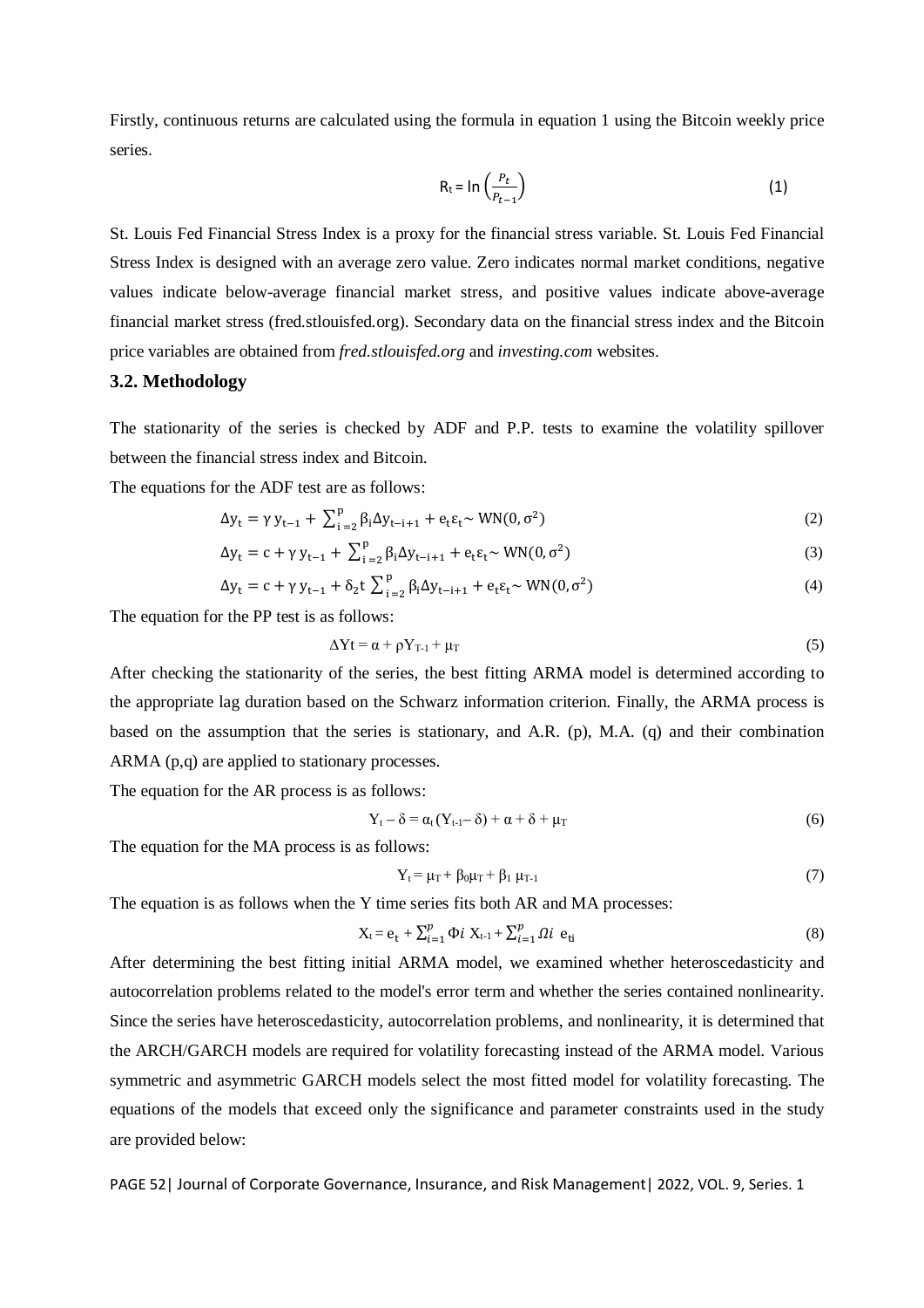Firstly, continuous returns are calculated using the formula in equation 1 using the Bitcoin weekly price series.

$$R_t = \ln\left(\frac{P_t}{P_{t-1}}\right) \tag{1}$$

St. Louis Fed Financial Stress Index is a proxy for the financial stress variable. St. Louis Fed Financial Stress Index is designed with an average zero value. Zero indicates normal market conditions, negative values indicate below-average financial market stress, and positive values indicate above-average financial market stress (fred.stlouisfed.org). Secondary data on the financial stress index and the Bitcoin price variables are obtained from *fred.stlouisfed.org* and *investing.com* websites.

### 3.2. Methodology

The stationarity of the series is checked by ADF and P.P. tests to examine the volatility spillover between the financial stress index and Bitcoin.

The equations for the ADF test are as follows:

$$\Delta y_t = \gamma\, y_{t-1} + \sum_{i=2}^{p} \beta_i \Delta y_{t-i+1} + e_t \varepsilon_t \sim \mathrm{WN}(0, \sigma^2) \tag{2}$$

$$\Delta y_t = c + \gamma\, y_{t-1} + \sum_{i=2}^{p} \beta_i \Delta y_{t-i+1} + e_t \varepsilon_t \sim \mathrm{WN}(0, \sigma^2) \tag{3}$$

$$\Delta y_t = c + \gamma\, y_{t-1} + \delta_2 t \sum_{i=2}^{p} \beta_i \Delta y_{t-i+1} + e_t \varepsilon_t \sim \mathrm{WN}(0, \sigma^2) \tag{4}$$

The equation for the PP test is as follows:

$$\Delta Yt = \alpha + \rho Y_{T-1} + \mu_T \tag{5}$$

After checking the stationarity of the series, the best fitting ARMA model is determined according to the appropriate lag duration based on the Schwarz information criterion. Finally, the ARMA process is based on the assumption that the series is stationary, and A.R. (p), M.A. (q) and their combination ARMA (p,q) are applied to stationary processes.

The equation for the AR process is as follows:

$$Y_t - \delta = \alpha_t (Y_{t-1} - \delta) + \alpha + \delta + \mu_T \tag{6}$$

The equation for the MA process is as follows:

$$Y_t = \mu_T + \beta_0 \mu_T + \beta_1\, \mu_{T-1} \tag{7}$$

The equation is as follows when the Y time series fits both AR and MA processes:

$$X_t = e_t + \sum_{i=1}^{p} \Phi i\; X_{t-1} + \sum_{i=1}^{p} \Omega i\;\; e_{ti} \tag{8}$$

After determining the best fitting initial ARMA model, we examined whether heteroscedasticity and autocorrelation problems related to the model's error term and whether the series contained nonlinearity. Since the series have heteroscedasticity, autocorrelation problems, and nonlinearity, it is determined that the ARCH/GARCH models are required for volatility forecasting instead of the ARMA model. Various symmetric and asymmetric GARCH models select the most fitted model for volatility forecasting. The equations of the models that exceed only the significance and parameter constraints used in the study are provided below: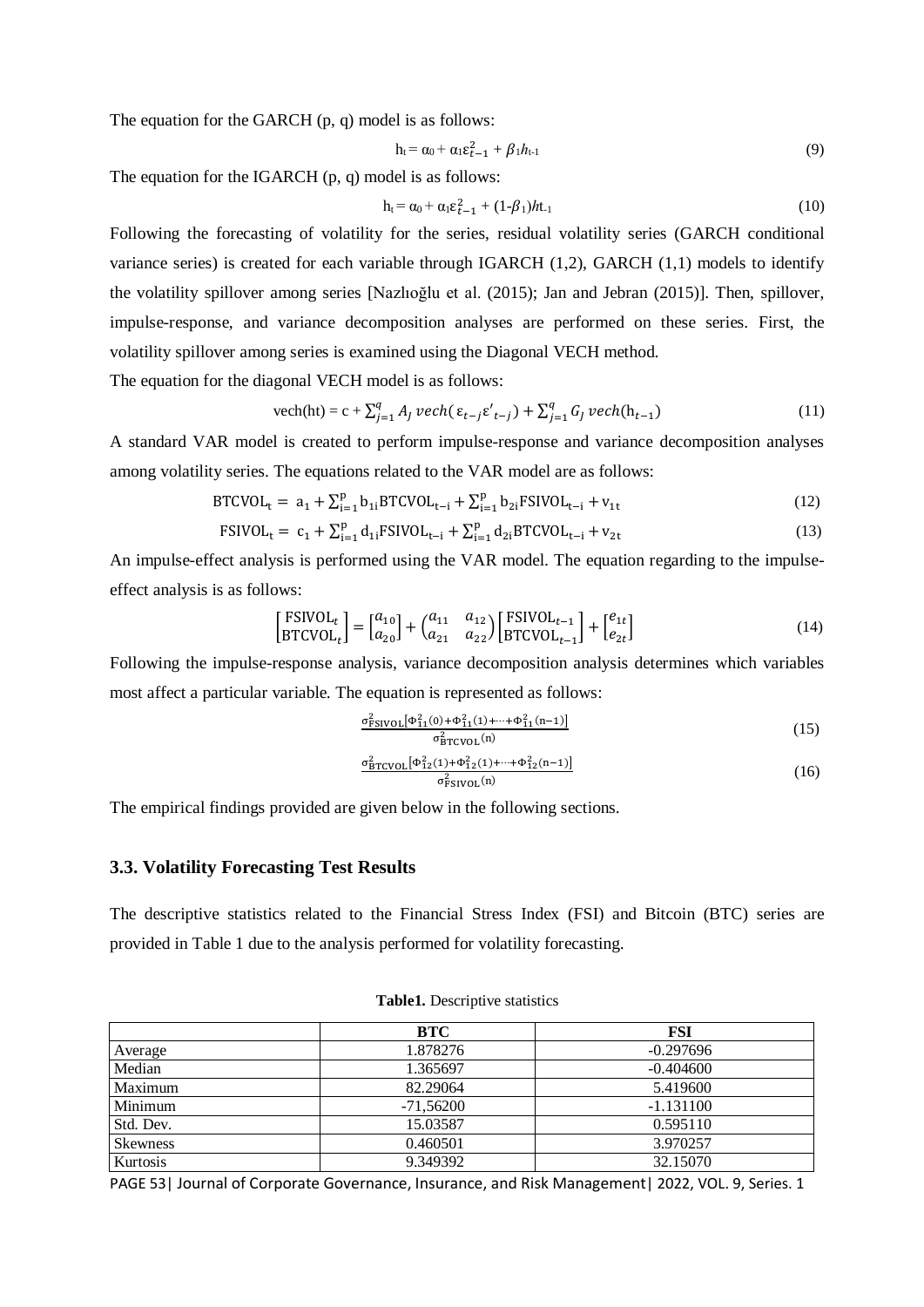The equation for the GARCH (p, q) model is as follows:

$$h_t = \alpha_0 + \alpha_1 \varepsilon_{t-1}^2 + \beta_1 h_{t-1} \quad (9)$$

The equation for the IGARCH (p, q) model is as follows:

$$h_t = \alpha_0 + \alpha_1 \varepsilon_{t-1}^2 + (1-\beta_1) h_{t-1} \quad (10)$$

Following the forecasting of volatility for the series, residual volatility series (GARCH conditional variance series) is created for each variable through IGARCH (1,2), GARCH (1,1) models to identify the volatility spillover among series [Nazlıoğlu et al. (2015); Jan and Jebran (2015)]. Then, spillover, impulse-response, and variance decomposition analyses are performed on these series. First, the volatility spillover among series is examined using the Diagonal VECH method.

The equation for the diagonal VECH model is as follows:

$$\text{vech}(\text{ht}) = c + \sum_{j=1}^{q} A_J \, vech(\varepsilon_{t-j} \varepsilon'_{t-j}) + \sum_{j=1}^{q} G_J \, vech(\text{h}_{t-1}) \quad (11)$$

A standard VAR model is created to perform impulse-response and variance decomposition analyses among volatility series. The equations related to the VAR model are as follows:

$$\text{BTCVOL}_t = a_1 + \sum_{i=1}^{p} b_{1i} \text{BTCVOL}_{t-i} + \sum_{i=1}^{p} b_{2i} \text{FSIVOL}_{t-i} + v_{1t} \quad (12)$$

$$\text{FSIVOL}_t = c_1 + \sum_{i=1}^{p} d_{1i} \text{FSIVOL}_{t-i} + \sum_{i=1}^{p} d_{2i} \text{BTCVOL}_{t-i} + v_{2t} \quad (13)$$

An impulse-effect analysis is performed using the VAR model. The equation regarding to the impulse-effect analysis is as follows:

$$\begin{bmatrix} \text{FSIVOL}_t \\ \text{BTCVOL}_t \end{bmatrix} = \begin{bmatrix} a_{10} \\ a_{20} \end{bmatrix} + \begin{pmatrix} a_{11} & a_{12} \\ a_{21} & a_{22} \end{pmatrix} \begin{bmatrix} \text{FSIVOL}_{t-1} \\ \text{BTCVOL}_{t-1} \end{bmatrix} + \begin{bmatrix} e_{1t} \\ e_{2t} \end{bmatrix} \quad (14)$$

Following the impulse-response analysis, variance decomposition analysis determines which variables most affect a particular variable. The equation is represented as follows:

$$\frac{\sigma_{\text{FSIVOL}}^2 [\Phi_{11}^2(0) + \Phi_{11}^2(1) + \cdots + \Phi_{11}^2(n-1)]}{\sigma_{\text{BTCVOL}}^2(n)} \quad (15)$$

$$\frac{\sigma_{\text{BTCVOL}}^2 [\Phi_{12}^2(1) + \Phi_{12}^2(1) + \cdots + \Phi_{12}^2(n-1)]}{\sigma_{\text{FSIVOL}}^2(n)} \quad (16)$$

The empirical findings provided are given below in the following sections.

### 3.3. Volatility Forecasting Test Results

The descriptive statistics related to the Financial Stress Index (FSI) and Bitcoin (BTC) series are provided in Table 1 due to the analysis performed for volatility forecasting.

**Table1.** Descriptive statistics

| | BTC | FSI |
|---|---|---|
| Average | 1.878276 | -0.297696 |
| Median | 1.365697 | -0.404600 |
| Maximum | 82.29064 | 5.419600 |
| Minimum | -71,56200 | -1.131100 |
| Std. Dev. | 15.03587 | 0.595110 |
| Skewness | 0.460501 | 3.970257 |
| Kurtosis | 9.349392 | 32.15070 |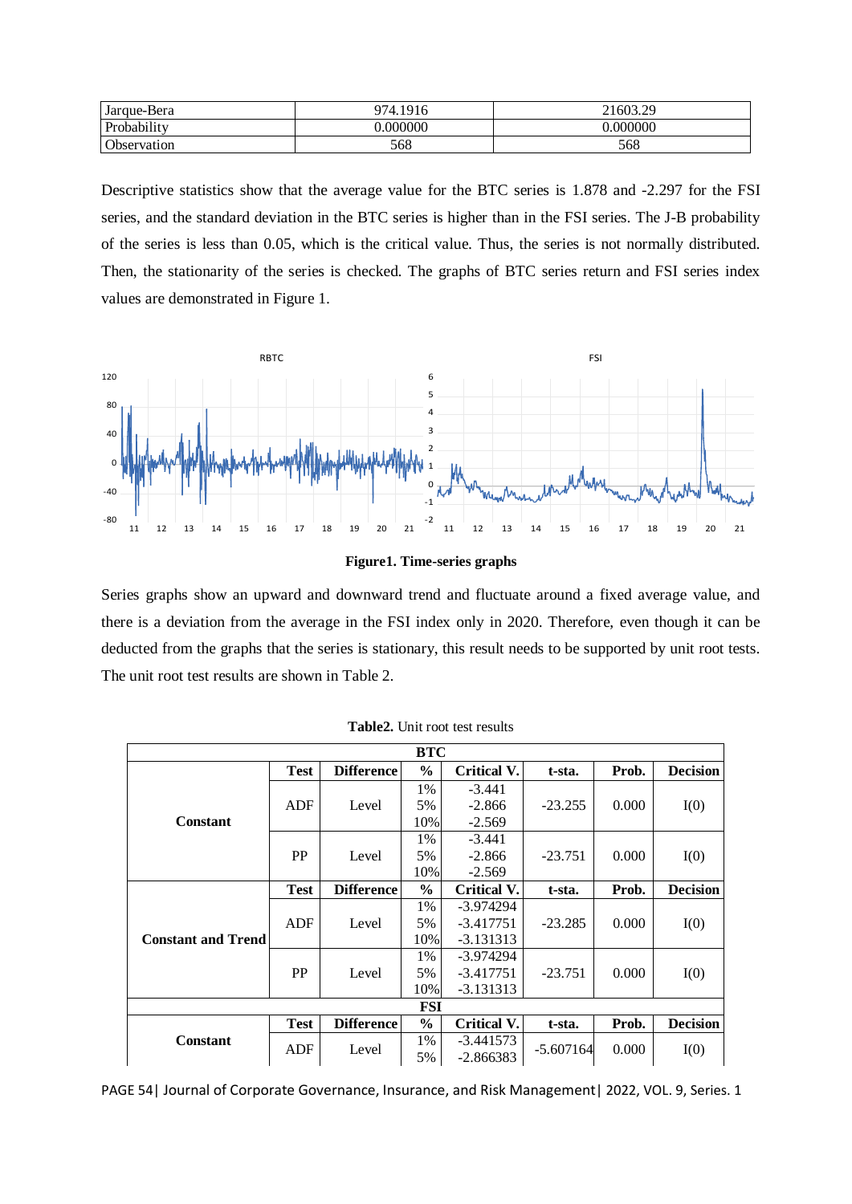| Jarque-Bera | 974.1916 | 21603.29 |
|---|---|---|
| Probability | 0.000000 | 0.000000 |
| Observation | 568 | 568 |

Descriptive statistics show that the average value for the BTC series is 1.878 and -2.297 for the FSI series, and the standard deviation in the BTC series is higher than in the FSI series. The J-B probability of the series is less than 0.05, which is the critical value. Thus, the series is not normally distributed. Then, the stationarity of the series is checked. The graphs of BTC series return and FSI series index values are demonstrated in Figure 1.

**Figure1. Time-series graphs**

Series graphs show an upward and downward trend and fluctuate around a fixed average value, and there is a deviation from the average in the FSI index only in 2020. Therefore, even though it can be deducted from the graphs that the series is stationary, this result needs to be supported by unit root tests. The unit root test results are shown in Table 2.

**Table2.** Unit root test results

| BTC | | | | | | | |
|---|---|---|---|---|---|---|---|
| | **Test** | **Difference** | **%** | **Critical V.** | **t-sta.** | **Prob.** | **Decision** |
| **Constant** | ADF | Level | 1% | -3.441 | -23.255 | 0.000 | I(0) |
| | | | 5% | -2.866 | | | |
| | | | 10% | -2.569 | | | |
| | PP | Level | 1% | -3.441 | -23.751 | 0.000 | I(0) |
| | | | 5% | -2.866 | | | |
| | | | 10% | -2.569 | | | |
| | **Test** | **Difference** | **%** | **Critical V.** | **t-sta.** | **Prob.** | **Decision** |
| **Constant and Trend** | ADF | Level | 1% | -3.974294 | -23.285 | 0.000 | I(0) |
| | | | 5% | -3.417751 | | | |
| | | | 10% | -3.131313 | | | |
| | PP | Level | 1% | -3.974294 | -23.751 | 0.000 | I(0) |
| | | | 5% | -3.417751 | | | |
| | | | 10% | -3.131313 | | | |
| **FSI** | | | | | | | |
| | **Test** | **Difference** | **%** | **Critical V.** | **t-sta.** | **Prob.** | **Decision** |
| **Constant** | ADF | Level | 1% | -3.441573 | -5.607164 | 0.000 | I(0) |
| | | | 5% | -2.866383 | | | |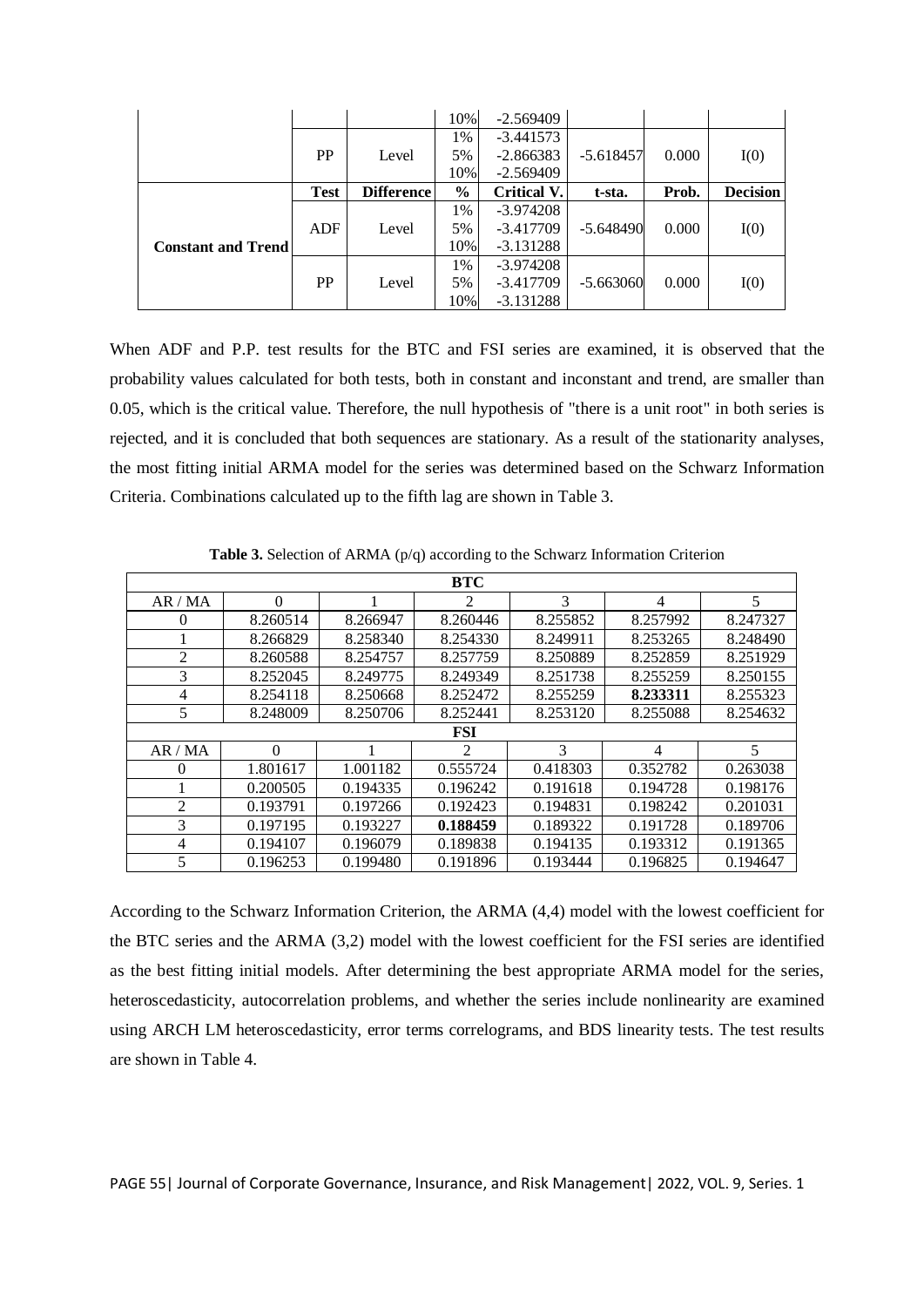|  |  |  | 10% | -2.569409 |  |  |  |
|---|---|---|---|---|---|---|---|
|  | PP | Level | 1%<br>5%<br>10% | -3.441573<br>-2.866383<br>-2.569409 | -5.618457 | 0.000 | I(0) |
|  | **Test** | **Difference** | **%** | **Critical V.** | **t-sta.** | **Prob.** | **Decision** |
| **Constant and Trend** | ADF | Level | 1%<br>5%<br>10% | -3.974208<br>-3.417709<br>-3.131288 | -5.648490 | 0.000 | I(0) |
|  | PP | Level | 1%<br>5%<br>10% | -3.974208<br>-3.417709<br>-3.131288 | -5.663060 | 0.000 | I(0) |

When ADF and P.P. test results for the BTC and FSI series are examined, it is observed that the probability values calculated for both tests, both in constant and inconstant and trend, are smaller than 0.05, which is the critical value. Therefore, the null hypothesis of "there is a unit root" in both series is rejected, and it is concluded that both sequences are stationary. As a result of the stationarity analyses, the most fitting initial ARMA model for the series was determined based on the Schwarz Information Criteria. Combinations calculated up to the fifth lag are shown in Table 3.

**Table 3.** Selection of ARMA (p/q) according to the Schwarz Information Criterion

| **BTC** | | | | | | |
|---|---|---|---|---|---|---|
| AR / MA | 0 | 1 | 2 | 3 | 4 | 5 |
| 0 | 8.260514 | 8.266947 | 8.260446 | 8.255852 | 8.257992 | 8.247327 |
| 1 | 8.266829 | 8.258340 | 8.254330 | 8.249911 | 8.253265 | 8.248490 |
| 2 | 8.260588 | 8.254757 | 8.257759 | 8.250889 | 8.252859 | 8.251929 |
| 3 | 8.252045 | 8.249775 | 8.249349 | 8.251738 | 8.255259 | 8.250155 |
| 4 | 8.254118 | 8.250668 | 8.252472 | 8.255259 | **8.233311** | 8.255323 |
| 5 | 8.248009 | 8.250706 | 8.252441 | 8.253120 | 8.255088 | 8.254632 |
| **FSI** | | | | | | |
| AR / MA | 0 | 1 | 2 | 3 | 4 | 5 |
| 0 | 1.801617 | 1.001182 | 0.555724 | 0.418303 | 0.352782 | 0.263038 |
| 1 | 0.200505 | 0.194335 | 0.196242 | 0.191618 | 0.194728 | 0.198176 |
| 2 | 0.193791 | 0.197266 | 0.192423 | 0.194831 | 0.198242 | 0.201031 |
| 3 | 0.197195 | 0.193227 | **0.188459** | 0.189322 | 0.191728 | 0.189706 |
| 4 | 0.194107 | 0.196079 | 0.189838 | 0.194135 | 0.193312 | 0.191365 |
| 5 | 0.196253 | 0.199480 | 0.191896 | 0.193444 | 0.196825 | 0.194647 |

According to the Schwarz Information Criterion, the ARMA (4,4) model with the lowest coefficient for the BTC series and the ARMA (3,2) model with the lowest coefficient for the FSI series are identified as the best fitting initial models. After determining the best appropriate ARMA model for the series, heteroscedasticity, autocorrelation problems, and whether the series include nonlinearity are examined using ARCH LM heteroscedasticity, error terms correlograms, and BDS linearity tests. The test results are shown in Table 4.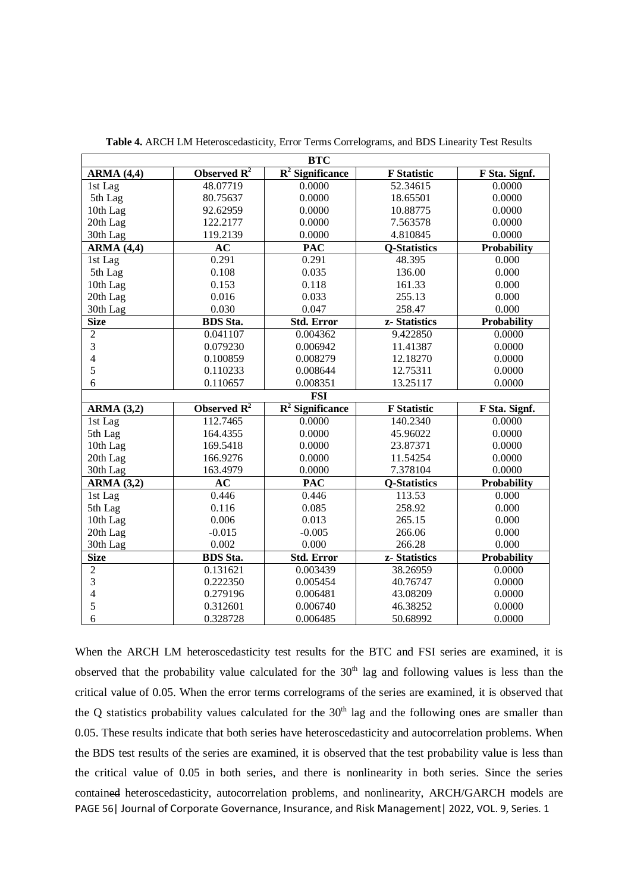**Table 4.** ARCH LM Heteroscedasticity, Error Terms Correlograms, and BDS Linearity Test Results

| BTC | | | | |
|---|---|---|---|---|
| **ARMA (4,4)** | **Observed $R^2$** | **$R^2$ Significance** | **F Statistic** | **F Sta. Signf.** |
| 1st Lag | 48.07719 | 0.0000 | 52.34615 | 0.0000 |
| 5th Lag | 80.75637 | 0.0000 | 18.65501 | 0.0000 |
| 10th Lag | 92.62959 | 0.0000 | 10.88775 | 0.0000 |
| 20th Lag | 122.2177 | 0.0000 | 7.563578 | 0.0000 |
| 30th Lag | 119.2139 | 0.0000 | 4.810845 | 0.0000 |
| **ARMA (4,4)** | **AC** | **PAC** | **Q-Statistics** | **Probability** |
| 1st Lag | 0.291 | 0.291 | 48.395 | 0.000 |
| 5th Lag | 0.108 | 0.035 | 136.00 | 0.000 |
| 10th Lag | 0.153 | 0.118 | 161.33 | 0.000 |
| 20th Lag | 0.016 | 0.033 | 255.13 | 0.000 |
| 30th Lag | 0.030 | 0.047 | 258.47 | 0.000 |
| **Size** | **BDS Sta.** | **Std. Error** | **z- Statistics** | **Probability** |
| 2 | 0.041107 | 0.004362 | 9.422850 | 0.0000 |
| 3 | 0.079230 | 0.006942 | 11.41387 | 0.0000 |
| 4 | 0.100859 | 0.008279 | 12.18270 | 0.0000 |
| 5 | 0.110233 | 0.008644 | 12.75311 | 0.0000 |
| 6 | 0.110657 | 0.008351 | 13.25117 | 0.0000 |
| **FSI** | | | | |
| **ARMA (3,2)** | **Observed $R^2$** | **$R^2$ Significance** | **F Statistic** | **F Sta. Signf.** |
| 1st Lag | 112.7465 | 0.0000 | 140.2340 | 0.0000 |
| 5th Lag | 164.4355 | 0.0000 | 45.96022 | 0.0000 |
| 10th Lag | 169.5418 | 0.0000 | 23.87371 | 0.0000 |
| 20th Lag | 166.9276 | 0.0000 | 11.54254 | 0.0000 |
| 30th Lag | 163.4979 | 0.0000 | 7.378104 | 0.0000 |
| **ARMA (3,2)** | **AC** | **PAC** | **Q-Statistics** | **Probability** |
| 1st Lag | 0.446 | 0.446 | 113.53 | 0.000 |
| 5th Lag | 0.116 | 0.085 | 258.92 | 0.000 |
| 10th Lag | 0.006 | 0.013 | 265.15 | 0.000 |
| 20th Lag | -0.015 | -0.005 | 266.06 | 0.000 |
| 30th Lag | 0.002 | 0.000 | 266.28 | 0.000 |
| **Size** | **BDS Sta.** | **Std. Error** | **z- Statistics** | **Probability** |
| 2 | 0.131621 | 0.003439 | 38.26959 | 0.0000 |
| 3 | 0.222350 | 0.005454 | 40.76747 | 0.0000 |
| 4 | 0.279196 | 0.006481 | 43.08209 | 0.0000 |
| 5 | 0.312601 | 0.006740 | 46.38252 | 0.0000 |
| 6 | 0.328728 | 0.006485 | 50.68992 | 0.0000 |

When the ARCH LM heteroscedasticity test results for the BTC and FSI series are examined, it is observed that the probability value calculated for the 30th lag and following values is less than the critical value of 0.05. When the error terms correlograms of the series are examined, it is observed that the Q statistics probability values calculated for the 30th lag and the following ones are smaller than 0.05. These results indicate that both series have heteroscedasticity and autocorrelation problems. When the BDS test results of the series are examined, it is observed that the test probability value is less than the critical value of 0.05 in both series, and there is nonlinearity in both series. Since the series contained heteroscedasticity, autocorrelation problems, and nonlinearity, ARCH/GARCH models are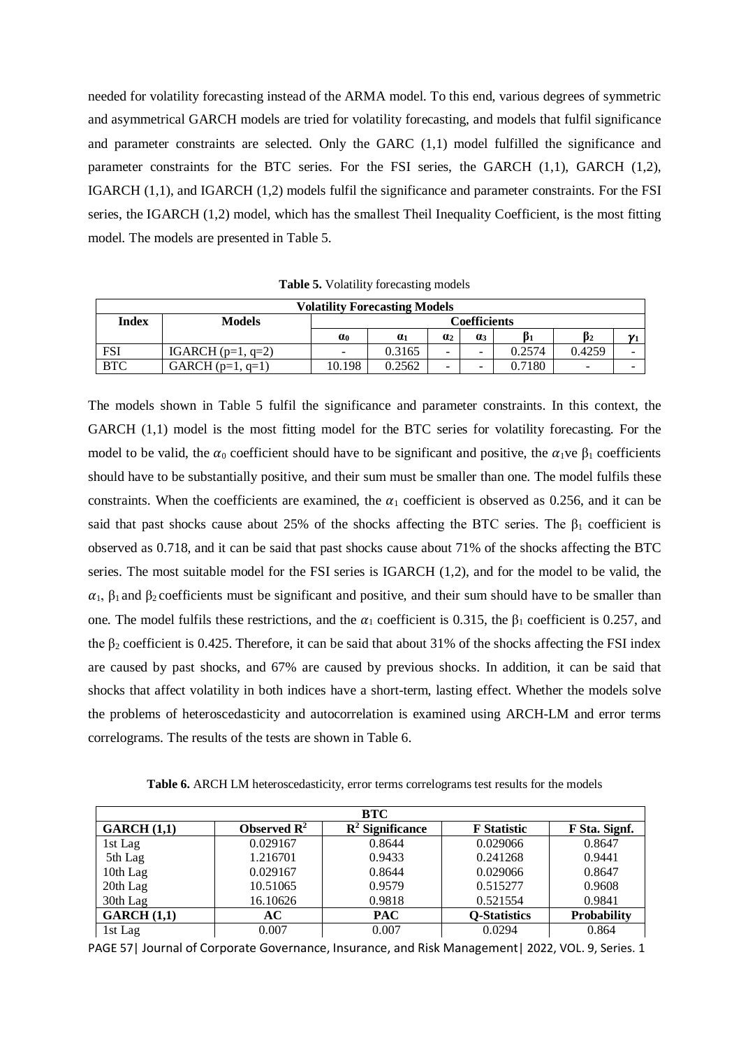needed for volatility forecasting instead of the ARMA model. To this end, various degrees of symmetric and asymmetrical GARCH models are tried for volatility forecasting, and models that fulfil significance and parameter constraints are selected. Only the GARC (1,1) model fulfilled the significance and parameter constraints for the BTC series. For the FSI series, the GARCH (1,1), GARCH (1,2), IGARCH (1,1), and IGARCH (1,2) models fulfil the significance and parameter constraints. For the FSI series, the IGARCH (1,2) model, which has the smallest Theil Inequality Coefficient, is the most fitting model. The models are presented in Table 5.

**Table 5.** Volatility forecasting models

| **Volatility Forecasting Models** | | | | | | | | |
|---|---|---|---|---|---|---|---|---|
| **Index** | **Models** | **Coefficients** | | | | | | |
| | | $\alpha_0$ | $\alpha_1$ | $\alpha_2$ | $\alpha_3$ | $\beta_1$ | $\beta_2$ | $\gamma_1$ |
| FSI | IGARCH (p=1, q=2) | - | 0.3165 | - | - | 0.2574 | 0.4259 | - |
| BTC | GARCH (p=1, q=1) | 10.198 | 0.2562 | - | - | 0.7180 | - | - |

The models shown in Table 5 fulfil the significance and parameter constraints. In this context, the GARCH (1,1) model is the most fitting model for the BTC series for volatility forecasting. For the model to be valid, the $\alpha_0$ coefficient should have to be significant and positive, the $\alpha_1$ve $\beta_1$ coefficients should have to be substantially positive, and their sum must be smaller than one. The model fulfils these constraints. When the coefficients are examined, the $\alpha_1$ coefficient is observed as 0.256, and it can be said that past shocks cause about 25% of the shocks affecting the BTC series. The $\beta_1$ coefficient is observed as 0.718, and it can be said that past shocks cause about 71% of the shocks affecting the BTC series. The most suitable model for the FSI series is IGARCH (1,2), and for the model to be valid, the $\alpha_1$, $\beta_1$ and $\beta_2$ coefficients must be significant and positive, and their sum should have to be smaller than one. The model fulfils these restrictions, and the $\alpha_1$ coefficient is 0.315, the $\beta_1$ coefficient is 0.257, and the $\beta_2$ coefficient is 0.425. Therefore, it can be said that about 31% of the shocks affecting the FSI index are caused by past shocks, and 67% are caused by previous shocks. In addition, it can be said that shocks that affect volatility in both indices have a short-term, lasting effect. Whether the models solve the problems of heteroscedasticity and autocorrelation is examined using ARCH-LM and error terms correlograms. The results of the tests are shown in Table 6.

**Table 6.** ARCH LM heteroscedasticity, error terms correlograms test results for the models

| **BTC** | | | | |
|---|---|---|---|---|
| **GARCH (1,1)** | **Observed $R^2$** | **$R^2$ Significance** | **F Statistic** | **F Sta. Signf.** |
| 1st Lag | 0.029167 | 0.8644 | 0.029066 | 0.8647 |
| 5th Lag | 1.216701 | 0.9433 | 0.241268 | 0.9441 |
| 10th Lag | 0.029167 | 0.8644 | 0.029066 | 0.8647 |
| 20th Lag | 10.51065 | 0.9579 | 0.515277 | 0.9608 |
| 30th Lag | 16.10626 | 0.9818 | 0.521554 | 0.9841 |
| **GARCH (1,1)** | **AC** | **PAC** | **Q-Statistics** | **Probability** |
| 1st Lag | 0.007 | 0.007 | 0.0294 | 0.864 |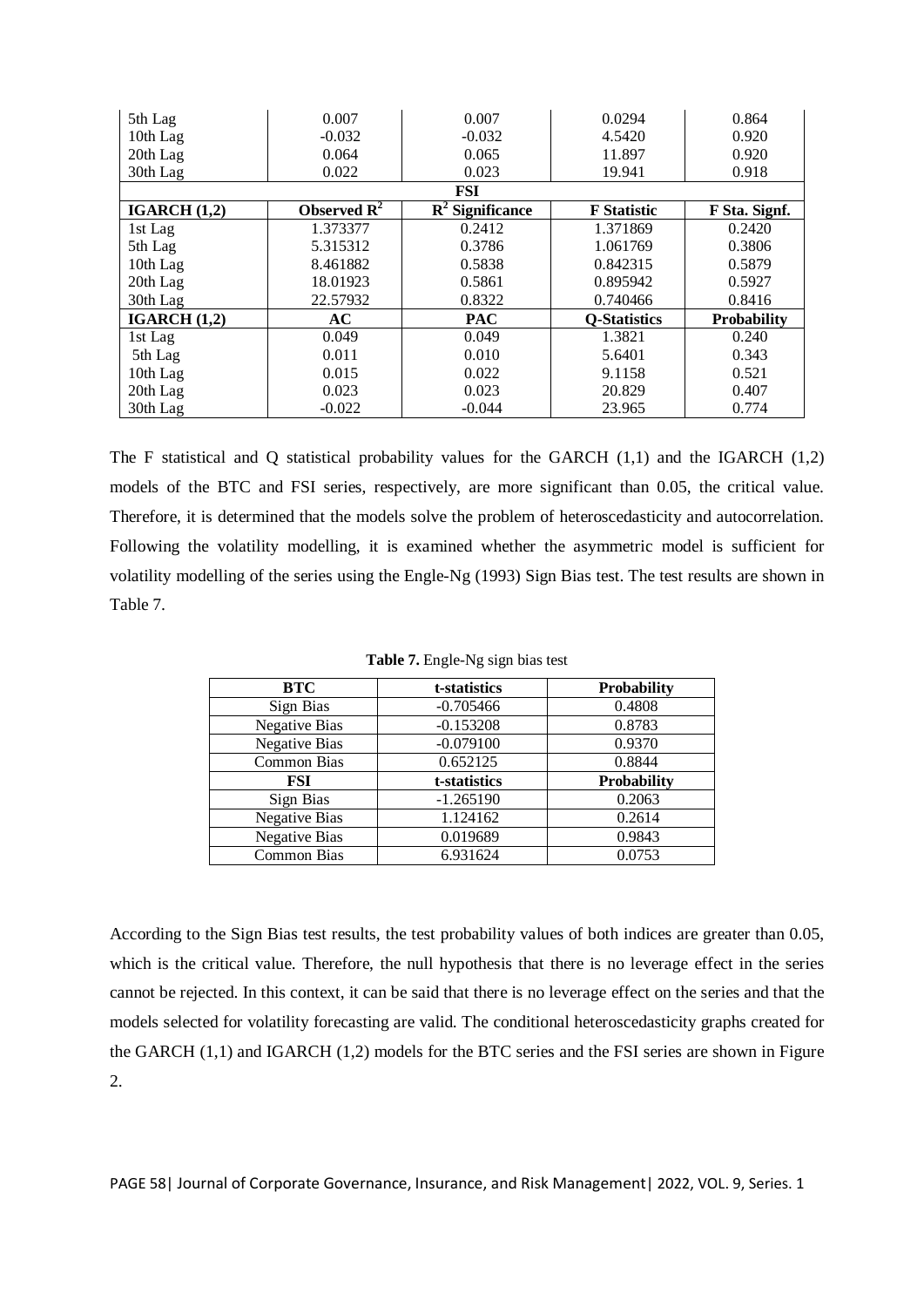| | | | | |
|---|---|---|---|---|
| 5th Lag | 0.007 | 0.007 | 0.0294 | 0.864 |
| 10th Lag | -0.032 | -0.032 | 4.5420 | 0.920 |
| 20th Lag | 0.064 | 0.065 | 11.897 | 0.920 |
| 30th Lag | 0.022 | 0.023 | 19.941 | 0.918 |
| | | **FSI** | | |
| **IGARCH (1,2)** | **Observed $R^2$** | **$R^2$ Significance** | **F Statistic** | **F Sta. Signf.** |
| 1st Lag | 1.373377 | 0.2412 | 1.371869 | 0.2420 |
| 5th Lag | 5.315312 | 0.3786 | 1.061769 | 0.3806 |
| 10th Lag | 8.461882 | 0.5838 | 0.842315 | 0.5879 |
| 20th Lag | 18.01923 | 0.5861 | 0.895942 | 0.5927 |
| 30th Lag | 22.57932 | 0.8322 | 0.740466 | 0.8416 |
| **IGARCH (1,2)** | **AC** | **PAC** | **Q-Statistics** | **Probability** |
| 1st Lag | 0.049 | 0.049 | 1.3821 | 0.240 |
| 5th Lag | 0.011 | 0.010 | 5.6401 | 0.343 |
| 10th Lag | 0.015 | 0.022 | 9.1158 | 0.521 |
| 20th Lag | 0.023 | 0.023 | 20.829 | 0.407 |
| 30th Lag | -0.022 | -0.044 | 23.965 | 0.774 |

The F statistical and Q statistical probability values for the GARCH (1,1) and the IGARCH (1,2) models of the BTC and FSI series, respectively, are more significant than 0.05, the critical value. Therefore, it is determined that the models solve the problem of heteroscedasticity and autocorrelation. Following the volatility modelling, it is examined whether the asymmetric model is sufficient for volatility modelling of the series using the Engle-Ng (1993) Sign Bias test. The test results are shown in Table 7.

**Table 7.** Engle-Ng sign bias test

| **BTC** | **t-statistics** | **Probability** |
|---|---|---|
| Sign Bias | -0.705466 | 0.4808 |
| Negative Bias | -0.153208 | 0.8783 |
| Negative Bias | -0.079100 | 0.9370 |
| Common Bias | 0.652125 | 0.8844 |
| **FSI** | **t-statistics** | **Probability** |
| Sign Bias | -1.265190 | 0.2063 |
| Negative Bias | 1.124162 | 0.2614 |
| Negative Bias | 0.019689 | 0.9843 |
| Common Bias | 6.931624 | 0.0753 |

According to the Sign Bias test results, the test probability values of both indices are greater than 0.05, which is the critical value. Therefore, the null hypothesis that there is no leverage effect in the series cannot be rejected. In this context, it can be said that there is no leverage effect on the series and that the models selected for volatility forecasting are valid. The conditional heteroscedasticity graphs created for the GARCH (1,1) and IGARCH (1,2) models for the BTC series and the FSI series are shown in Figure 2.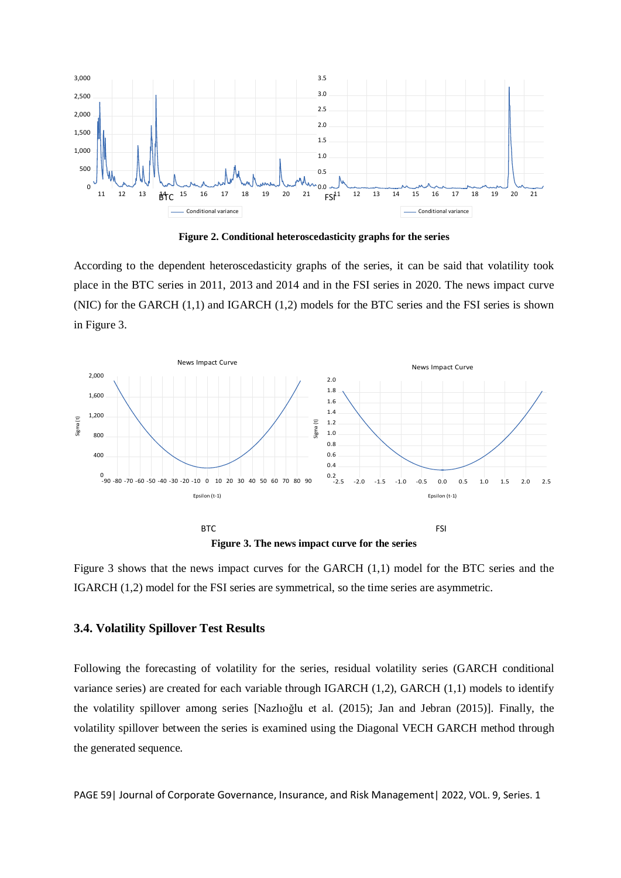Figure 2. Conditional heteroscedasticity graphs for the series

According to the dependent heteroscedasticity graphs of the series, it can be said that volatility took place in the BTC series in 2011, 2013 and 2014 and in the FSI series in 2020. The news impact curve (NIC) for the GARCH (1,1) and IGARCH (1,2) models for the BTC series and the FSI series is shown in Figure 3.

**Figure 3. The news impact curve for the series**

Figure 3 shows that the news impact curves for the GARCH (1,1) model for the BTC series and the IGARCH (1,2) model for the FSI series are symmetrical, so the time series are asymmetric.

### 3.4. Volatility Spillover Test Results

Following the forecasting of volatility for the series, residual volatility series (GARCH conditional variance series) are created for each variable through IGARCH (1,2), GARCH (1,1) models to identify the volatility spillover among series [Nazlıoğlu et al. (2015); Jan and Jebran (2015)]. Finally, the volatility spillover between the series is examined using the Diagonal VECH GARCH method through the generated sequence.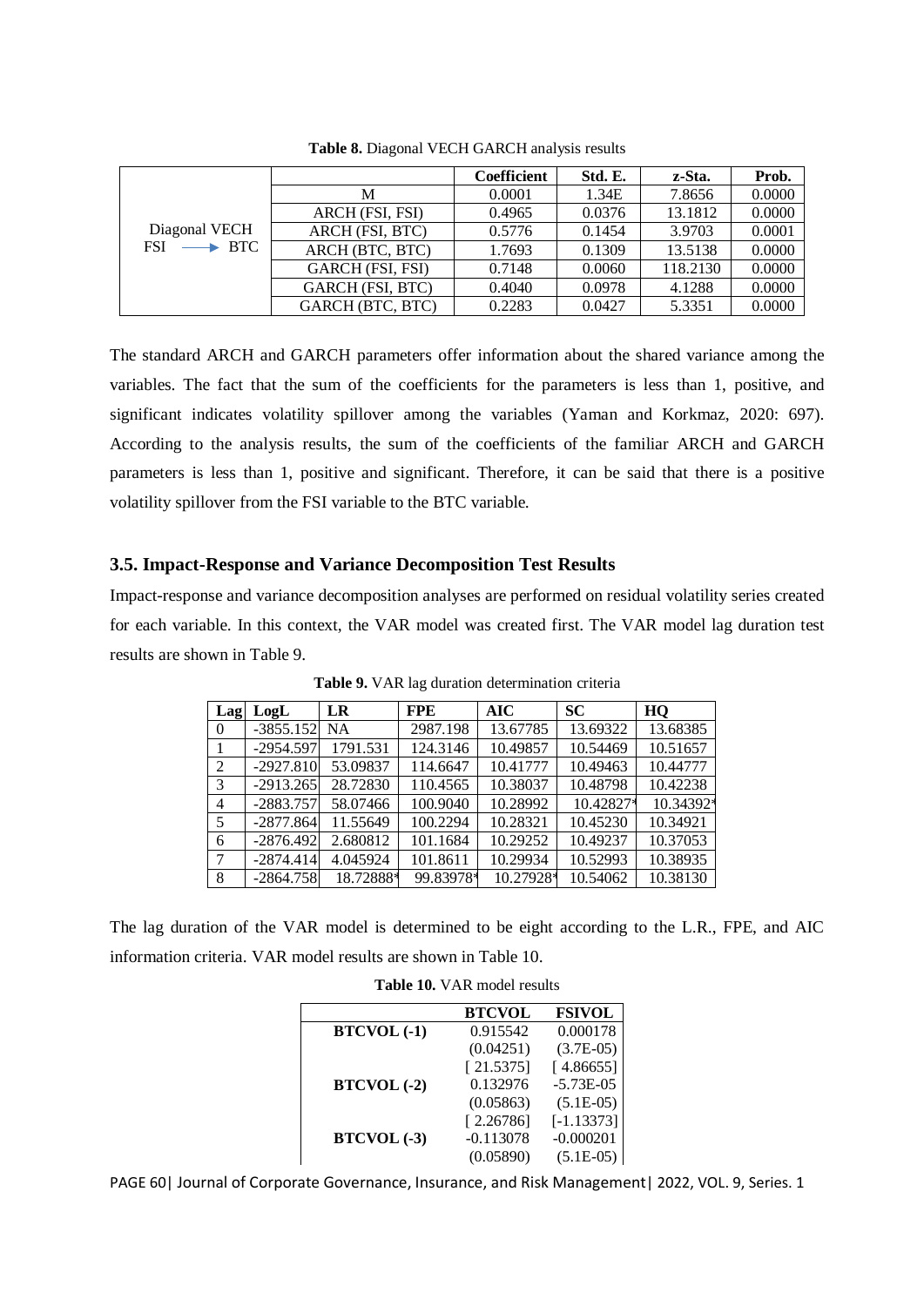**Table 8.** Diagonal VECH GARCH analysis results

| | | Coefficient | Std. E. | z-Sta. | Prob. |
|---|---|---|---|---|---|
| Diagonal VECH FSI ⟶ BTC | M | 0.0001 | 1.34E | 7.8656 | 0.0000 |
| | ARCH (FSI, FSI) | 0.4965 | 0.0376 | 13.1812 | 0.0000 |
| | ARCH (FSI, BTC) | 0.5776 | 0.1454 | 3.9703 | 0.0001 |
| | ARCH (BTC, BTC) | 1.7693 | 0.1309 | 13.5138 | 0.0000 |
| | GARCH (FSI, FSI) | 0.7148 | 0.0060 | 118.2130 | 0.0000 |
| | GARCH (FSI, BTC) | 0.4040 | 0.0978 | 4.1288 | 0.0000 |
| | GARCH (BTC, BTC) | 0.2283 | 0.0427 | 5.3351 | 0.0000 |

The standard ARCH and GARCH parameters offer information about the shared variance among the variables. The fact that the sum of the coefficients for the parameters is less than 1, positive, and significant indicates volatility spillover among the variables (Yaman and Korkmaz, 2020: 697). According to the analysis results, the sum of the coefficients of the familiar ARCH and GARCH parameters is less than 1, positive and significant. Therefore, it can be said that there is a positive volatility spillover from the FSI variable to the BTC variable.

### 3.5. Impact-Response and Variance Decomposition Test Results

Impact-response and variance decomposition analyses are performed on residual volatility series created for each variable. In this context, the VAR model was created first. The VAR model lag duration test results are shown in Table 9.

**Table 9.** VAR lag duration determination criteria

| Lag | LogL | LR | FPE | AIC | SC | HQ |
|---|---|---|---|---|---|---|
| 0 | -3855.152 | NA | 2987.198 | 13.67785 | 13.69322 | 13.68385 |
| 1 | -2954.597 | 1791.531 | 124.3146 | 10.49857 | 10.54469 | 10.51657 |
| 2 | -2927.810 | 53.09837 | 114.6647 | 10.41777 | 10.49463 | 10.44777 |
| 3 | -2913.265 | 28.72830 | 110.4565 | 10.38037 | 10.48798 | 10.42238 |
| 4 | -2883.757 | 58.07466 | 100.9040 | 10.28992 | 10.42827* | 10.34392* |
| 5 | -2877.864 | 11.55649 | 100.2294 | 10.28321 | 10.45230 | 10.34921 |
| 6 | -2876.492 | 2.680812 | 101.1684 | 10.29252 | 10.49237 | 10.37053 |
| 7 | -2874.414 | 4.045924 | 101.8611 | 10.29934 | 10.52993 | 10.38935 |
| 8 | -2864.758 | 18.72888* | 99.83978* | 10.27928* | 10.54062 | 10.38130 |

The lag duration of the VAR model is determined to be eight according to the L.R., FPE, and AIC information criteria. VAR model results are shown in Table 10.

**Table 10.** VAR model results

| | BTCVOL | FSIVOL |
|---|---|---|
| **BTCVOL (-1)** | 0.915542 | 0.000178 |
| | (0.04251) | (3.7E-05) |
| | [ 21.5375] | [ 4.86655] |
| **BTCVOL (-2)** | 0.132976 | -5.73E-05 |
| | (0.05863) | (5.1E-05) |
| | [ 2.26786] | [-1.13373] |
| **BTCVOL (-3)** | -0.113078 | -0.000201 |
| | (0.05890) | (5.1E-05) |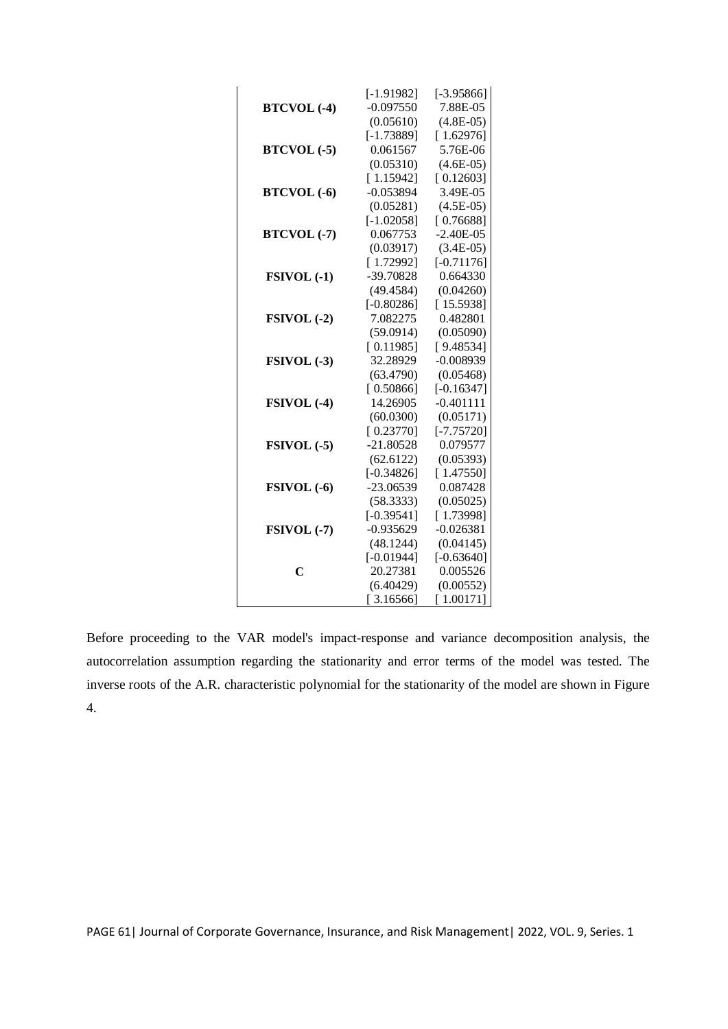| | | |
|---|---|---|
| | [-1.91982] | [-3.95866] |
| **BTCVOL (-4)** | -0.097550 | 7.88E-05 |
| | (0.05610) | (4.8E-05) |
| | [-1.73889] | [ 1.62976] |
| **BTCVOL (-5)** | 0.061567 | 5.76E-06 |
| | (0.05310) | (4.6E-05) |
| | [ 1.15942] | [ 0.12603] |
| **BTCVOL (-6)** | -0.053894 | 3.49E-05 |
| | (0.05281) | (4.5E-05) |
| | [-1.02058] | [ 0.76688] |
| **BTCVOL (-7)** | 0.067753 | -2.40E-05 |
| | (0.03917) | (3.4E-05) |
| | [ 1.72992] | [-0.71176] |
| **FSIVOL (-1)** | -39.70828 | 0.664330 |
| | (49.4584) | (0.04260) |
| | [-0.80286] | [ 15.5938] |
| **FSIVOL (-2)** | 7.082275 | 0.482801 |
| | (59.0914) | (0.05090) |
| | [ 0.11985] | [ 9.48534] |
| **FSIVOL (-3)** | 32.28929 | -0.008939 |
| | (63.4790) | (0.05468) |
| | [ 0.50866] | [-0.16347] |
| **FSIVOL (-4)** | 14.26905 | -0.401111 |
| | (60.0300) | (0.05171) |
| | [ 0.23770] | [-7.75720] |
| **FSIVOL (-5)** | -21.80528 | 0.079577 |
| | (62.6122) | (0.05393) |
| | [-0.34826] | [ 1.47550] |
| **FSIVOL (-6)** | -23.06539 | 0.087428 |
| | (58.3333) | (0.05025) |
| | [-0.39541] | [ 1.73998] |
| **FSIVOL (-7)** | -0.935629 | -0.026381 |
| | (48.1244) | (0.04145) |
| | [-0.01944] | [-0.63640] |
| **C** | 20.27381 | 0.005526 |
| | (6.40429) | (0.00552) |
| | [ 3.16566] | [ 1.00171] |

Before proceeding to the VAR model's impact-response and variance decomposition analysis, the autocorrelation assumption regarding the stationarity and error terms of the model was tested. The inverse roots of the A.R. characteristic polynomial for the stationarity of the model are shown in Figure 4.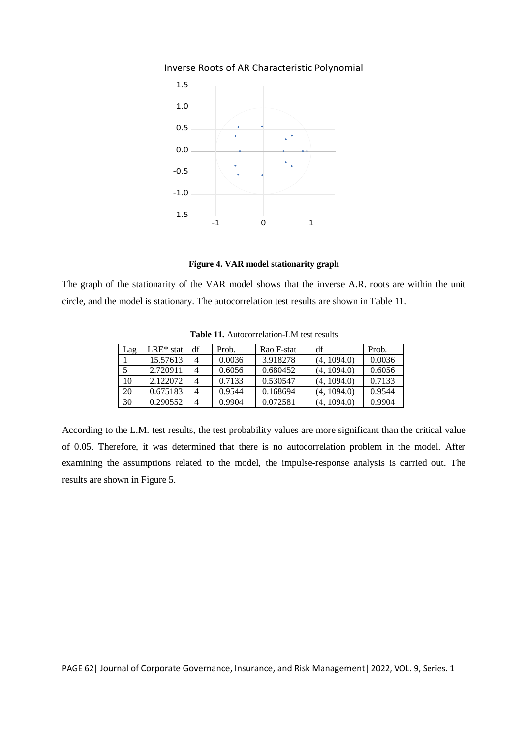Inverse Roots of AR Characteristic Polynomial

**Figure 4. VAR model stationarity graph**

The graph of the stationarity of the VAR model shows that the inverse A.R. roots are within the unit circle, and the model is stationary. The autocorrelation test results are shown in Table 11.

**Table 11.** Autocorrelation-LM test results

| Lag | LRE* stat | df | Prob. | Rao F-stat | df | Prob. |
|---|---|---|---|---|---|---|
| 1 | 15.57613 | 4 | 0.0036 | 3.918278 | (4, 1094.0) | 0.0036 |
| 5 | 2.720911 | 4 | 0.6056 | 0.680452 | (4, 1094.0) | 0.6056 |
| 10 | 2.122072 | 4 | 0.7133 | 0.530547 | (4, 1094.0) | 0.7133 |
| 20 | 0.675183 | 4 | 0.9544 | 0.168694 | (4, 1094.0) | 0.9544 |
| 30 | 0.290552 | 4 | 0.9904 | 0.072581 | (4, 1094.0) | 0.9904 |

According to the L.M. test results, the test probability values are more significant than the critical value of 0.05. Therefore, it was determined that there is no autocorrelation problem in the model. After examining the assumptions related to the model, the impulse-response analysis is carried out. The results are shown in Figure 5.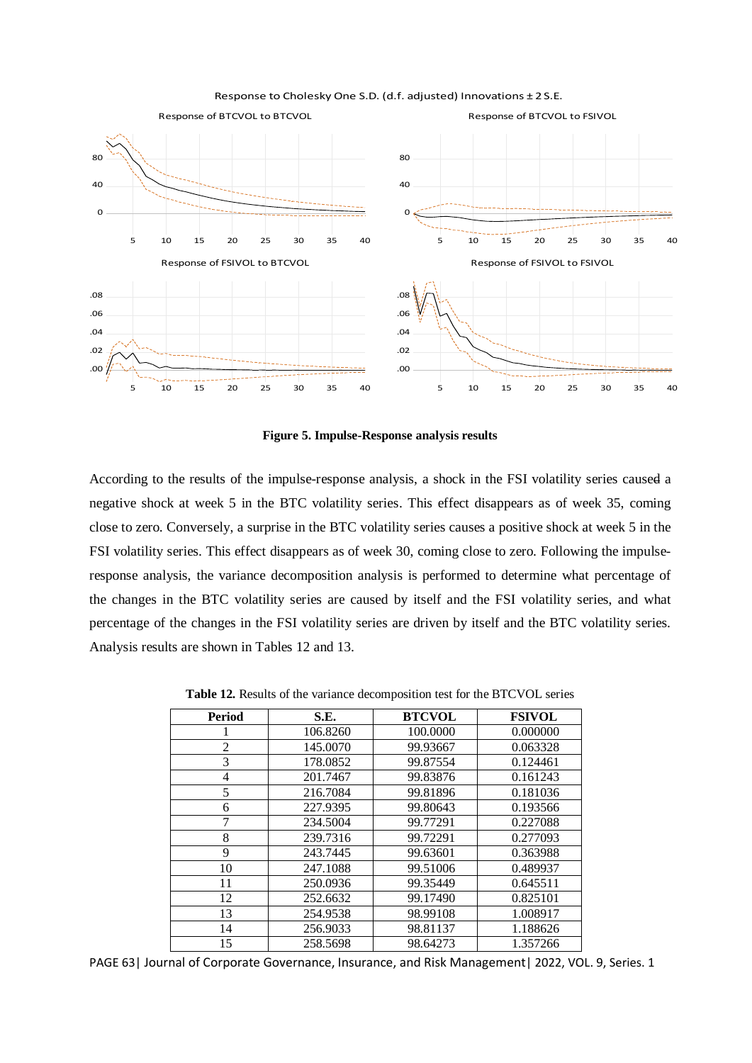**Figure 5. Impulse-Response analysis results**

According to the results of the impulse-response analysis, a shock in the FSI volatility series caused a negative shock at week 5 in the BTC volatility series. This effect disappears as of week 35, coming close to zero. Conversely, a surprise in the BTC volatility series causes a positive shock at week 5 in the FSI volatility series. This effect disappears as of week 30, coming close to zero. Following the impulse-response analysis, the variance decomposition analysis is performed to determine what percentage of the changes in the BTC volatility series are caused by itself and the FSI volatility series, and what percentage of the changes in the FSI volatility series are driven by itself and the BTC volatility series. Analysis results are shown in Tables 12 and 13.

**Table 12.** Results of the variance decomposition test for the BTCVOL series

| Period | S.E. | BTCVOL | FSIVOL |
|---|---|---|---|
| 1 | 106.8260 | 100.0000 | 0.000000 |
| 2 | 145.0070 | 99.93667 | 0.063328 |
| 3 | 178.0852 | 99.87554 | 0.124461 |
| 4 | 201.7467 | 99.83876 | 0.161243 |
| 5 | 216.7084 | 99.81896 | 0.181036 |
| 6 | 227.9395 | 99.80643 | 0.193566 |
| 7 | 234.5004 | 99.77291 | 0.227088 |
| 8 | 239.7316 | 99.72291 | 0.277093 |
| 9 | 243.7445 | 99.63601 | 0.363988 |
| 10 | 247.1088 | 99.51006 | 0.489937 |
| 11 | 250.0936 | 99.35449 | 0.645511 |
| 12 | 252.6632 | 99.17490 | 0.825101 |
| 13 | 254.9538 | 98.99108 | 1.008917 |
| 14 | 256.9033 | 98.81137 | 1.188626 |
| 15 | 258.5698 | 98.64273 | 1.357266 |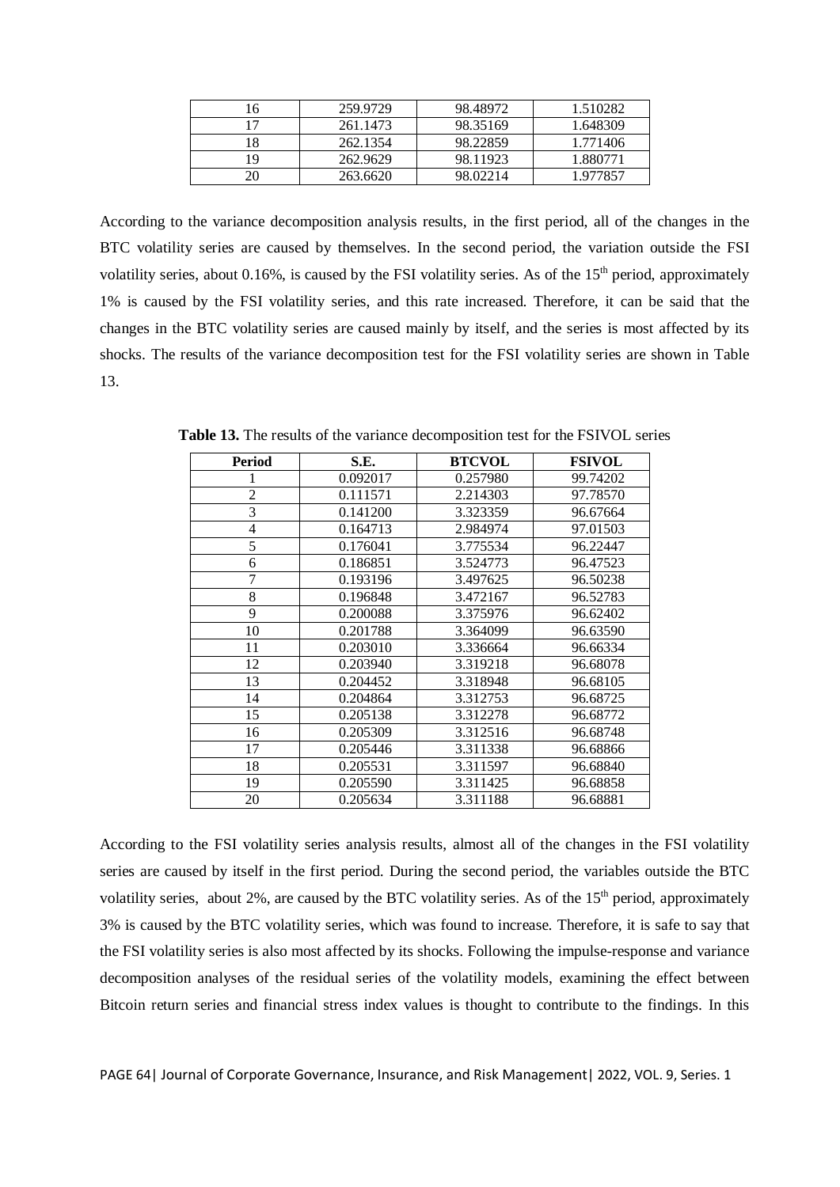| 16 | 259.9729 | 98.48972 | 1.510282 |
|---|---|---|---|
| 17 | 261.1473 | 98.35169 | 1.648309 |
| 18 | 262.1354 | 98.22859 | 1.771406 |
| 19 | 262.9629 | 98.11923 | 1.880771 |
| 20 | 263.6620 | 98.02214 | 1.977857 |

According to the variance decomposition analysis results, in the first period, all of the changes in the BTC volatility series are caused by themselves. In the second period, the variation outside the FSI volatility series, about 0.16%, is caused by the FSI volatility series. As of the 15th period, approximately 1% is caused by the FSI volatility series, and this rate increased. Therefore, it can be said that the changes in the BTC volatility series are caused mainly by itself, and the series is most affected by its shocks. The results of the variance decomposition test for the FSI volatility series are shown in Table 13.

**Table 13.** The results of the variance decomposition test for the FSIVOL series

| Period | S.E. | BTCVOL | FSIVOL |
|---|---|---|---|
| 1 | 0.092017 | 0.257980 | 99.74202 |
| 2 | 0.111571 | 2.214303 | 97.78570 |
| 3 | 0.141200 | 3.323359 | 96.67664 |
| 4 | 0.164713 | 2.984974 | 97.01503 |
| 5 | 0.176041 | 3.775534 | 96.22447 |
| 6 | 0.186851 | 3.524773 | 96.47523 |
| 7 | 0.193196 | 3.497625 | 96.50238 |
| 8 | 0.196848 | 3.472167 | 96.52783 |
| 9 | 0.200088 | 3.375976 | 96.62402 |
| 10 | 0.201788 | 3.364099 | 96.63590 |
| 11 | 0.203010 | 3.336664 | 96.66334 |
| 12 | 0.203940 | 3.319218 | 96.68078 |
| 13 | 0.204452 | 3.318948 | 96.68105 |
| 14 | 0.204864 | 3.312753 | 96.68725 |
| 15 | 0.205138 | 3.312278 | 96.68772 |
| 16 | 0.205309 | 3.312516 | 96.68748 |
| 17 | 0.205446 | 3.311338 | 96.68866 |
| 18 | 0.205531 | 3.311597 | 96.68840 |
| 19 | 0.205590 | 3.311425 | 96.68858 |
| 20 | 0.205634 | 3.311188 | 96.68881 |

According to the FSI volatility series analysis results, almost all of the changes in the FSI volatility series are caused by itself in the first period. During the second period, the variables outside the BTC volatility series, about 2%, are caused by the BTC volatility series. As of the 15th period, approximately 3% is caused by the BTC volatility series, which was found to increase. Therefore, it is safe to say that the FSI volatility series is also most affected by its shocks. Following the impulse-response and variance decomposition analyses of the residual series of the volatility models, examining the effect between Bitcoin return series and financial stress index values is thought to contribute to the findings. In this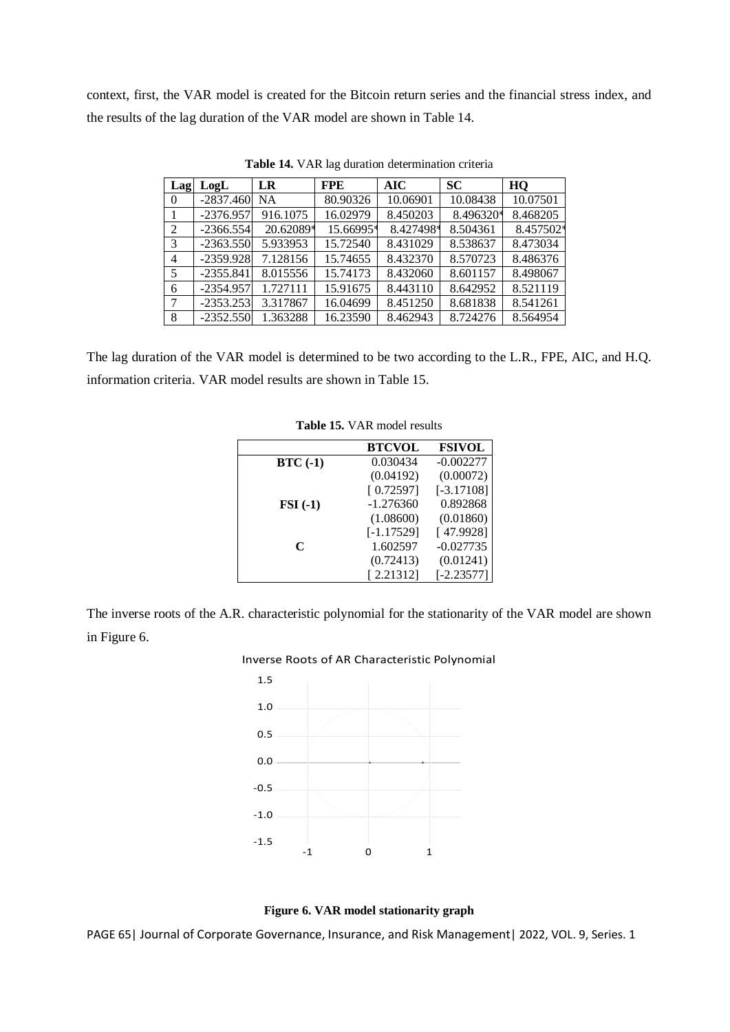context, first, the VAR model is created for the Bitcoin return series and the financial stress index, and the results of the lag duration of the VAR model are shown in Table 14.

**Table 14.** VAR lag duration determination criteria

| Lag | LogL | LR | FPE | AIC | SC | HQ |
|---|---|---|---|---|---|---|
| 0 | -2837.460 | NA | 80.90326 | 10.06901 | 10.08438 | 10.07501 |
| 1 | -2376.957 | 916.1075 | 16.02979 | 8.450203 | 8.496320* | 8.468205 |
| 2 | -2366.554 | 20.62089* | 15.66995* | 8.427498* | 8.504361 | 8.457502* |
| 3 | -2363.550 | 5.933953 | 15.72540 | 8.431029 | 8.538637 | 8.473034 |
| 4 | -2359.928 | 7.128156 | 15.74655 | 8.432370 | 8.570723 | 8.486376 |
| 5 | -2355.841 | 8.015556 | 15.74173 | 8.432060 | 8.601157 | 8.498067 |
| 6 | -2354.957 | 1.727111 | 15.91675 | 8.443110 | 8.642952 | 8.521119 |
| 7 | -2353.253 | 3.317867 | 16.04699 | 8.451250 | 8.681838 | 8.541261 |
| 8 | -2352.550 | 1.363288 | 16.23590 | 8.462943 | 8.724276 | 8.564954 |

The lag duration of the VAR model is determined to be two according to the L.R., FPE, AIC, and H.Q. information criteria. VAR model results are shown in Table 15.

**Table 15.** VAR model results

| | BTCVOL | FSIVOL |
|---|---|---|
| **BTC (-1)** | 0.030434 | -0.002277 |
| | (0.04192) | (0.00072) |
| | [ 0.72597] | [-3.17108] |
| **FSI (-1)** | -1.276360 | 0.892868 |
| | (1.08600) | (0.01860) |
| | [-1.17529] | [ 47.9928] |
| **C** | 1.602597 | -0.027735 |
| | (0.72413) | (0.01241) |
| | [ 2.21312] | [-2.23577] |

The inverse roots of the A.R. characteristic polynomial for the stationarity of the VAR model are shown in Figure 6.

**Figure 6. VAR model stationarity graph**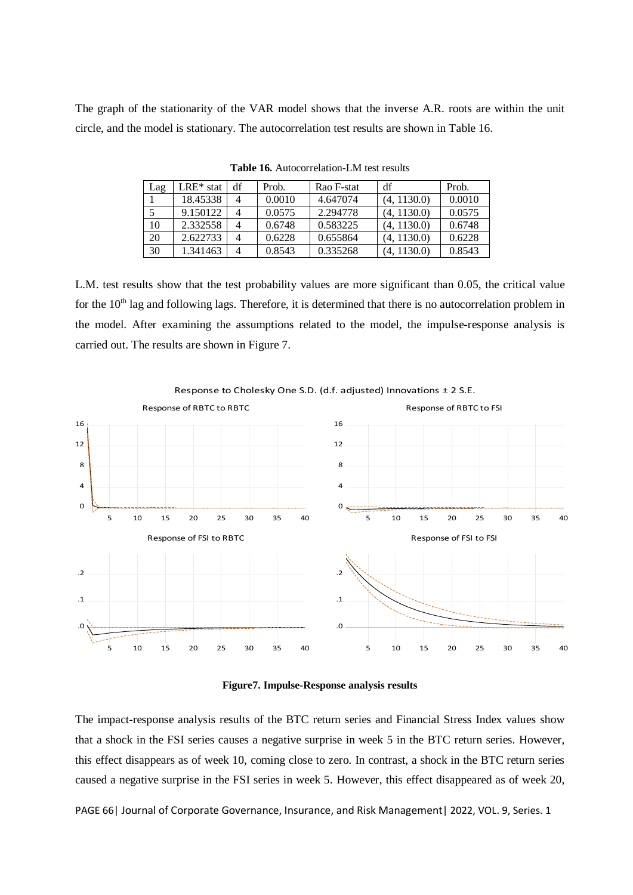The graph of the stationarity of the VAR model shows that the inverse A.R. roots are within the unit circle, and the model is stationary. The autocorrelation test results are shown in Table 16.

**Table 16.** Autocorrelation-LM test results

| Lag | LRE* stat | df | Prob. | Rao F-stat | df | Prob. |
|---|---|---|---|---|---|---|
| 1 | 18.45338 | 4 | 0.0010 | 4.647074 | (4, 1130.0) | 0.0010 |
| 5 | 9.150122 | 4 | 0.0575 | 2.294778 | (4, 1130.0) | 0.0575 |
| 10 | 2.332558 | 4 | 0.6748 | 0.583225 | (4, 1130.0) | 0.6748 |
| 20 | 2.622733 | 4 | 0.6228 | 0.655864 | (4, 1130.0) | 0.6228 |
| 30 | 1.341463 | 4 | 0.8543 | 0.335268 | (4, 1130.0) | 0.8543 |

L.M. test results show that the test probability values are more significant than 0.05, the critical value for the 10th lag and following lags. Therefore, it is determined that there is no autocorrelation problem in the model. After examining the assumptions related to the model, the impulse-response analysis is carried out. The results are shown in Figure 7.

**Figure7. Impulse-Response analysis results**

The impact-response analysis results of the BTC return series and Financial Stress Index values show that a shock in the FSI series causes a negative surprise in week 5 in the BTC return series. However, this effect disappears as of week 10, coming close to zero. In contrast, a shock in the BTC return series caused a negative surprise in the FSI series in week 5. However, this effect disappeared as of week 20,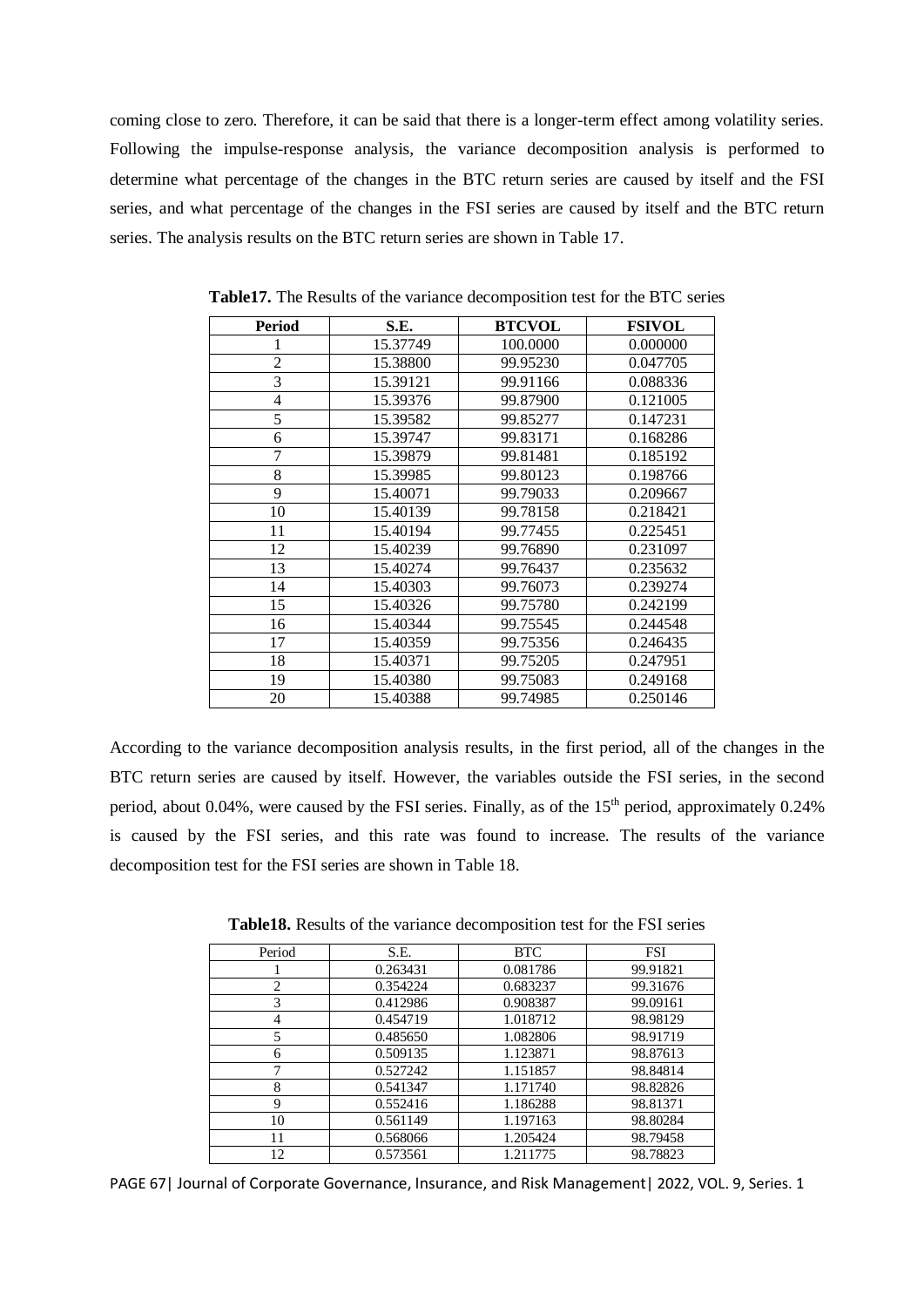coming close to zero. Therefore, it can be said that there is a longer-term effect among volatility series. Following the impulse-response analysis, the variance decomposition analysis is performed to determine what percentage of the changes in the BTC return series are caused by itself and the FSI series, and what percentage of the changes in the FSI series are caused by itself and the BTC return series. The analysis results on the BTC return series are shown in Table 17.

**Table17.** The Results of the variance decomposition test for the BTC series

| Period | S.E. | BTCVOL | FSIVOL |
|---|---|---|---|
| 1 | 15.37749 | 100.0000 | 0.000000 |
| 2 | 15.38800 | 99.95230 | 0.047705 |
| 3 | 15.39121 | 99.91166 | 0.088336 |
| 4 | 15.39376 | 99.87900 | 0.121005 |
| 5 | 15.39582 | 99.85277 | 0.147231 |
| 6 | 15.39747 | 99.83171 | 0.168286 |
| 7 | 15.39879 | 99.81481 | 0.185192 |
| 8 | 15.39985 | 99.80123 | 0.198766 |
| 9 | 15.40071 | 99.79033 | 0.209667 |
| 10 | 15.40139 | 99.78158 | 0.218421 |
| 11 | 15.40194 | 99.77455 | 0.225451 |
| 12 | 15.40239 | 99.76890 | 0.231097 |
| 13 | 15.40274 | 99.76437 | 0.235632 |
| 14 | 15.40303 | 99.76073 | 0.239274 |
| 15 | 15.40326 | 99.75780 | 0.242199 |
| 16 | 15.40344 | 99.75545 | 0.244548 |
| 17 | 15.40359 | 99.75356 | 0.246435 |
| 18 | 15.40371 | 99.75205 | 0.247951 |
| 19 | 15.40380 | 99.75083 | 0.249168 |
| 20 | 15.40388 | 99.74985 | 0.250146 |

According to the variance decomposition analysis results, in the first period, all of the changes in the BTC return series are caused by itself. However, the variables outside the FSI series, in the second period, about 0.04%, were caused by the FSI series. Finally, as of the 15th period, approximately 0.24% is caused by the FSI series, and this rate was found to increase. The results of the variance decomposition test for the FSI series are shown in Table 18.

**Table18.** Results of the variance decomposition test for the FSI series

| Period | S.E. | BTC | FSI |
|---|---|---|---|
| 1 | 0.263431 | 0.081786 | 99.91821 |
| 2 | 0.354224 | 0.683237 | 99.31676 |
| 3 | 0.412986 | 0.908387 | 99.09161 |
| 4 | 0.454719 | 1.018712 | 98.98129 |
| 5 | 0.485650 | 1.082806 | 98.91719 |
| 6 | 0.509135 | 1.123871 | 98.87613 |
| 7 | 0.527242 | 1.151857 | 98.84814 |
| 8 | 0.541347 | 1.171740 | 98.82826 |
| 9 | 0.552416 | 1.186288 | 98.81371 |
| 10 | 0.561149 | 1.197163 | 98.80284 |
| 11 | 0.568066 | 1.205424 | 98.79458 |
| 12 | 0.573561 | 1.211775 | 98.78823 |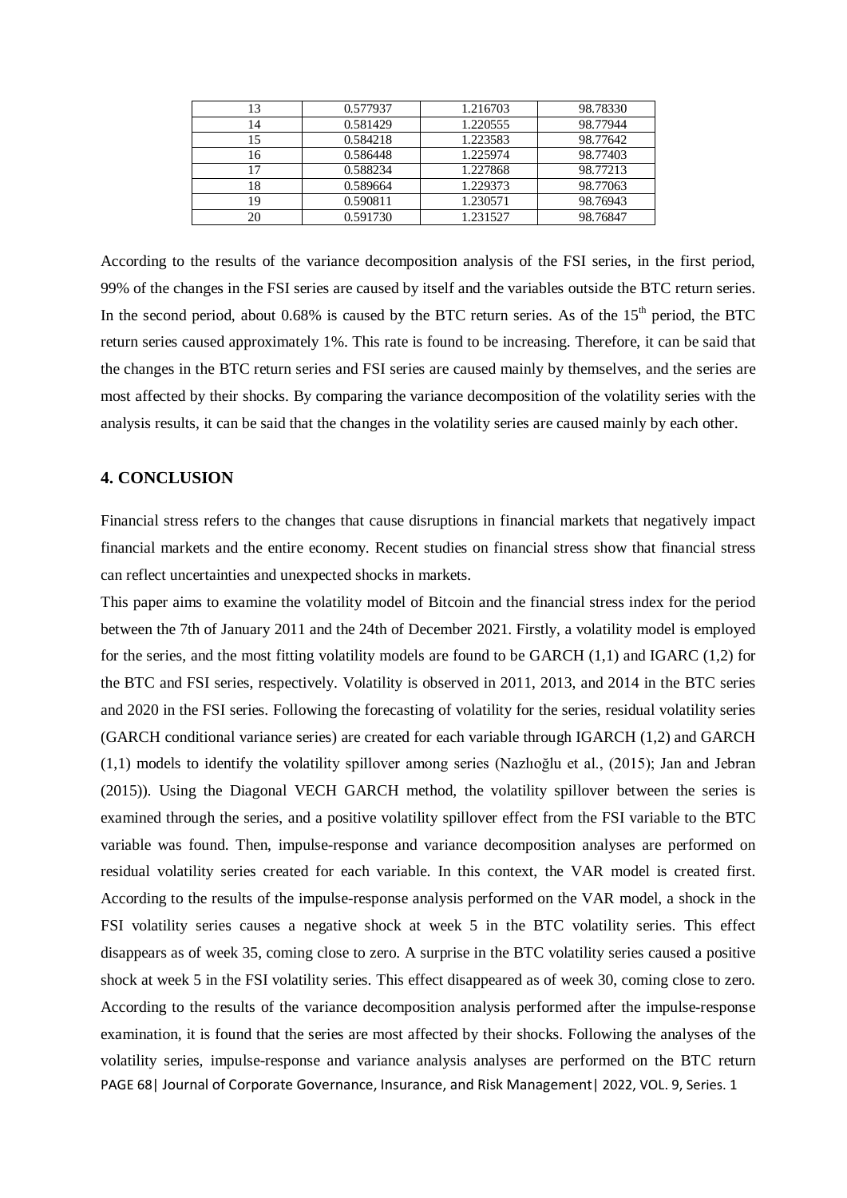| 13 | 0.577937 | 1.216703 | 98.78330 |
|---|---|---|---|
| 14 | 0.581429 | 1.220555 | 98.77944 |
| 15 | 0.584218 | 1.223583 | 98.77642 |
| 16 | 0.586448 | 1.225974 | 98.77403 |
| 17 | 0.588234 | 1.227868 | 98.77213 |
| 18 | 0.589664 | 1.229373 | 98.77063 |
| 19 | 0.590811 | 1.230571 | 98.76943 |
| 20 | 0.591730 | 1.231527 | 98.76847 |

According to the results of the variance decomposition analysis of the FSI series, in the first period, 99% of the changes in the FSI series are caused by itself and the variables outside the BTC return series. In the second period, about 0.68% is caused by the BTC return series. As of the 15th period, the BTC return series caused approximately 1%. This rate is found to be increasing. Therefore, it can be said that the changes in the BTC return series and FSI series are caused mainly by themselves, and the series are most affected by their shocks. By comparing the variance decomposition of the volatility series with the analysis results, it can be said that the changes in the volatility series are caused mainly by each other.

## 4. CONCLUSION

Financial stress refers to the changes that cause disruptions in financial markets that negatively impact financial markets and the entire economy. Recent studies on financial stress show that financial stress can reflect uncertainties and unexpected shocks in markets.

This paper aims to examine the volatility model of Bitcoin and the financial stress index for the period between the 7th of January 2011 and the 24th of December 2021. Firstly, a volatility model is employed for the series, and the most fitting volatility models are found to be GARCH (1,1) and IGARC (1,2) for the BTC and FSI series, respectively. Volatility is observed in 2011, 2013, and 2014 in the BTC series and 2020 in the FSI series. Following the forecasting of volatility for the series, residual volatility series (GARCH conditional variance series) are created for each variable through IGARCH (1,2) and GARCH (1,1) models to identify the volatility spillover among series (Nazlıoğlu et al., (2015); Jan and Jebran (2015)). Using the Diagonal VECH GARCH method, the volatility spillover between the series is examined through the series, and a positive volatility spillover effect from the FSI variable to the BTC variable was found. Then, impulse-response and variance decomposition analyses are performed on residual volatility series created for each variable. In this context, the VAR model is created first. According to the results of the impulse-response analysis performed on the VAR model, a shock in the FSI volatility series causes a negative shock at week 5 in the BTC volatility series. This effect disappears as of week 35, coming close to zero. A surprise in the BTC volatility series caused a positive shock at week 5 in the FSI volatility series. This effect disappeared as of week 30, coming close to zero. According to the results of the variance decomposition analysis performed after the impulse-response examination, it is found that the series are most affected by their shocks. Following the analyses of the volatility series, impulse-response and variance analysis analyses are performed on the BTC return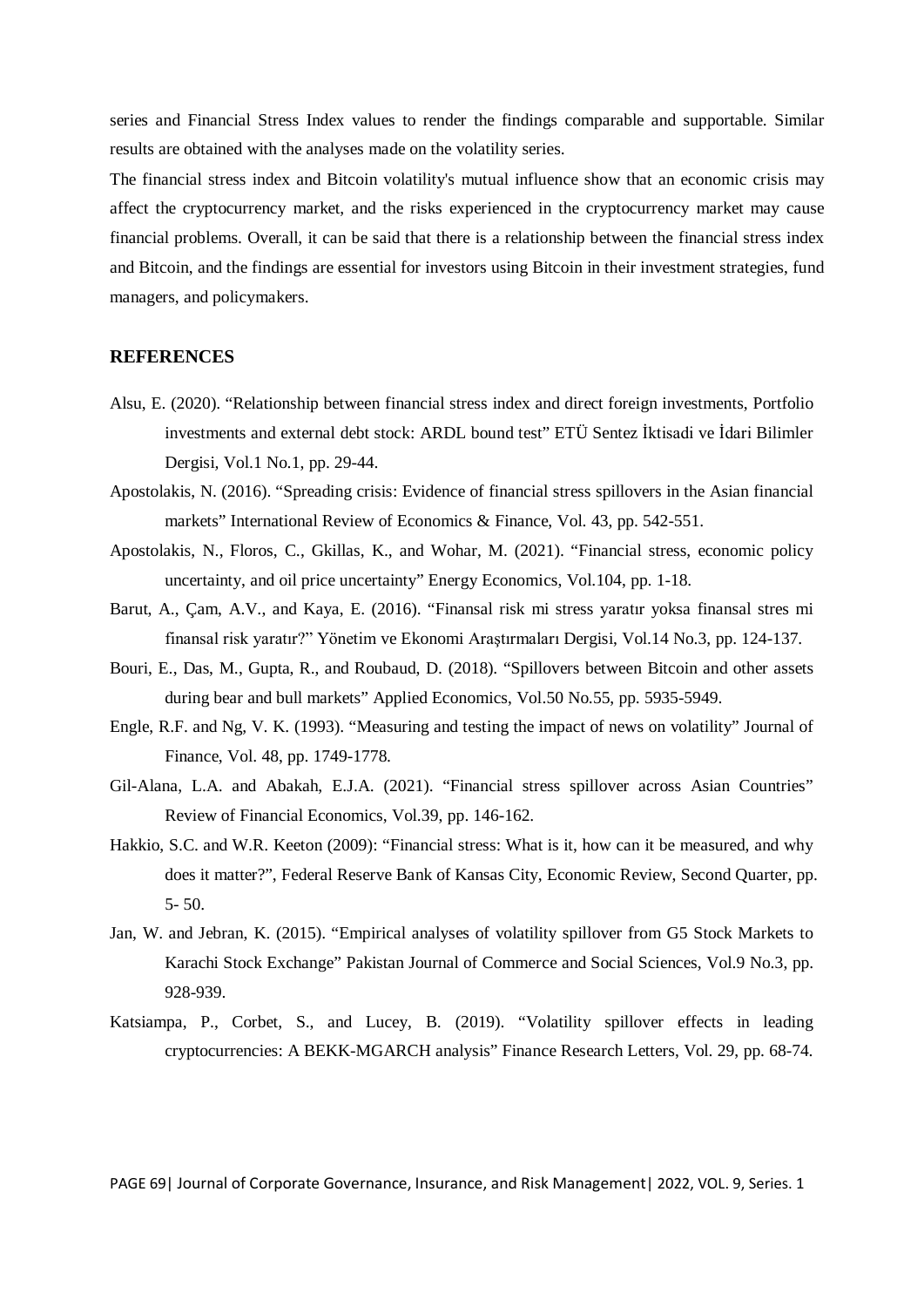series and Financial Stress Index values to render the findings comparable and supportable. Similar results are obtained with the analyses made on the volatility series.

The financial stress index and Bitcoin volatility's mutual influence show that an economic crisis may affect the cryptocurrency market, and the risks experienced in the cryptocurrency market may cause financial problems. Overall, it can be said that there is a relationship between the financial stress index and Bitcoin, and the findings are essential for investors using Bitcoin in their investment strategies, fund managers, and policymakers.

## REFERENCES

Alsu, E. (2020). "Relationship between financial stress index and direct foreign investments, Portfolio investments and external debt stock: ARDL bound test" ETÜ Sentez İktisadi ve İdari Bilimler Dergisi, Vol.1 No.1, pp. 29-44.

Apostolakis, N. (2016). "Spreading crisis: Evidence of financial stress spillovers in the Asian financial markets" International Review of Economics & Finance, Vol. 43, pp. 542-551.

Apostolakis, N., Floros, C., Gkillas, K., and Wohar, M. (2021). "Financial stress, economic policy uncertainty, and oil price uncertainty" Energy Economics, Vol.104, pp. 1-18.

Barut, A., Çam, A.V., and Kaya, E. (2016). "Finansal risk mi stress yaratır yoksa finansal stres mi finansal risk yaratır?" Yönetim ve Ekonomi Araştırmaları Dergisi, Vol.14 No.3, pp. 124-137.

Bouri, E., Das, M., Gupta, R., and Roubaud, D. (2018). "Spillovers between Bitcoin and other assets during bear and bull markets" Applied Economics, Vol.50 No.55, pp. 5935-5949.

Engle, R.F. and Ng, V. K. (1993). "Measuring and testing the impact of news on volatility" Journal of Finance, Vol. 48, pp. 1749-1778.

Gil-Alana, L.A. and Abakah, E.J.A. (2021). "Financial stress spillover across Asian Countries" Review of Financial Economics, Vol.39, pp. 146-162.

Hakkio, S.C. and W.R. Keeton (2009): "Financial stress: What is it, how can it be measured, and why does it matter?", Federal Reserve Bank of Kansas City, Economic Review, Second Quarter, pp. 5- 50.

Jan, W. and Jebran, K. (2015). "Empirical analyses of volatility spillover from G5 Stock Markets to Karachi Stock Exchange" Pakistan Journal of Commerce and Social Sciences, Vol.9 No.3, pp. 928-939.

Katsiampa, P., Corbet, S., and Lucey, B. (2019). "Volatility spillover effects in leading cryptocurrencies: A BEKK-MGARCH analysis" Finance Research Letters, Vol. 29, pp. 68-74.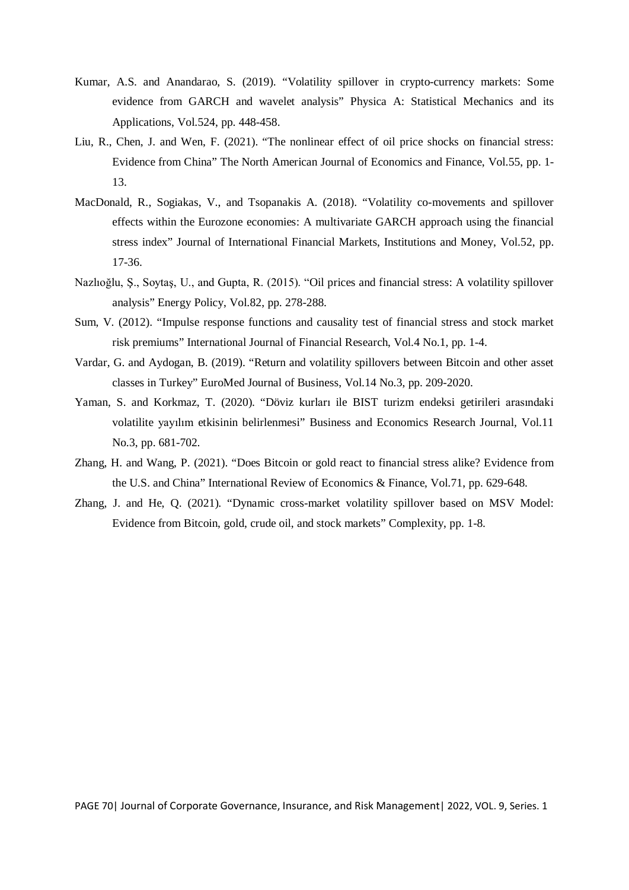Kumar, A.S. and Anandarao, S. (2019). "Volatility spillover in crypto-currency markets: Some evidence from GARCH and wavelet analysis" Physica A: Statistical Mechanics and its Applications, Vol.524, pp. 448-458.

Liu, R., Chen, J. and Wen, F. (2021). "The nonlinear effect of oil price shocks on financial stress: Evidence from China" The North American Journal of Economics and Finance, Vol.55, pp. 1-13.

MacDonald, R., Sogiakas, V., and Tsopanakis A. (2018). "Volatility co-movements and spillover effects within the Eurozone economies: A multivariate GARCH approach using the financial stress index" Journal of International Financial Markets, Institutions and Money, Vol.52, pp. 17-36.

Nazlıoğlu, Ş., Soytaş, U., and Gupta, R. (2015). "Oil prices and financial stress: A volatility spillover analysis" Energy Policy, Vol.82, pp. 278-288.

Sum, V. (2012). "Impulse response functions and causality test of financial stress and stock market risk premiums" International Journal of Financial Research, Vol.4 No.1, pp. 1-4.

Vardar, G. and Aydogan, B. (2019). "Return and volatility spillovers between Bitcoin and other asset classes in Turkey" EuroMed Journal of Business, Vol.14 No.3, pp. 209-2020.

Yaman, S. and Korkmaz, T. (2020). "Döviz kurları ile BIST turizm endeksi getirileri arasındaki volatilite yayılım etkisinin belirlenmesi" Business and Economics Research Journal, Vol.11 No.3, pp. 681-702.

Zhang, H. and Wang, P. (2021). "Does Bitcoin or gold react to financial stress alike? Evidence from the U.S. and China" International Review of Economics & Finance, Vol.71, pp. 629-648.

Zhang, J. and He, Q. (2021). "Dynamic cross-market volatility spillover based on MSV Model: Evidence from Bitcoin, gold, crude oil, and stock markets" Complexity, pp. 1-8.